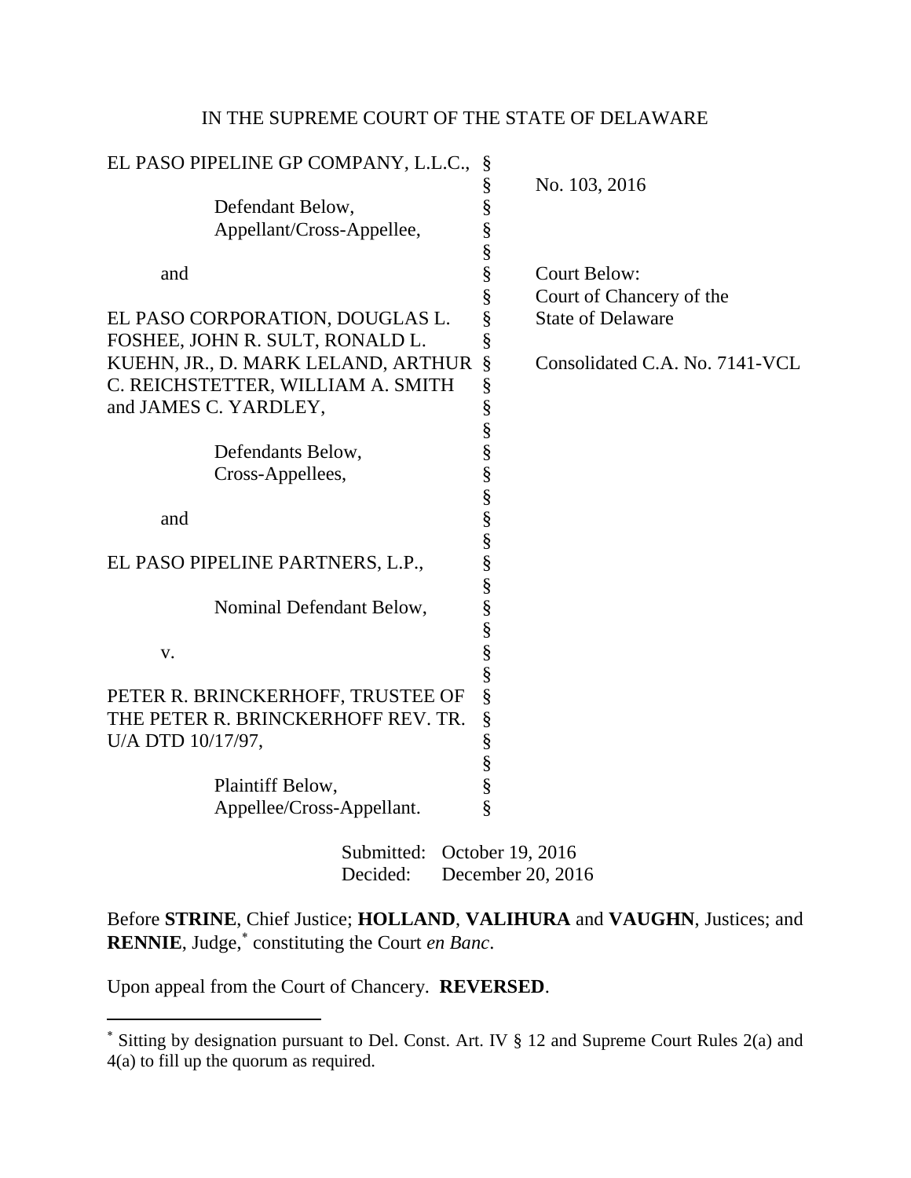IN THE SUPREME COURT OF THE STATE OF DELAWARE

| | | |
|---|---|---|
| EL PASO PIPELINE GP COMPANY, L.L.C., | § | |
| | § | No. 103, 2016 |
| Defendant Below, | § | |
| Appellant/Cross-Appellee, | § | |
| | § | |
| and | § | Court Below: |
| | § | Court of Chancery of the |
| EL PASO CORPORATION, DOUGLAS L. | § | State of Delaware |
| FOSHEE, JOHN R. SULT, RONALD L. | § | |
| KUEHN, JR., D. MARK LELAND, ARTHUR | § | Consolidated C.A. No. 7141-VCL |
| C. REICHSTETTER, WILLIAM A. SMITH | § | |
| and JAMES C. YARDLEY, | § | |
| | § | |
| Defendants Below, | § | |
| Cross-Appellees, | § | |
| | § | |
| and | § | |
| | § | |
| EL PASO PIPELINE PARTNERS, L.P., | § | |
| | § | |
| Nominal Defendant Below, | § | |
| | § | |
| v. | § | |
| | § | |
| PETER R. BRINCKERHOFF, TRUSTEE OF | § | |
| THE PETER R. BRINCKERHOFF REV. TR. | § | |
| U/A DTD 10/17/97, | § | |
| | § | |
| Plaintiff Below, | § | |
| Appellee/Cross-Appellant. | § | |

Submitted: October 19, 2016
Decided: December 20, 2016

Before **STRINE**, Chief Justice; **HOLLAND**, **VALIHURA** and **VAUGHN**, Justices; and **RENNIE**, Judge,[*] constituting the Court *en Banc*.

Upon appeal from the Court of Chancery. **REVERSED**.

---

[*] Sitting by designation pursuant to Del. Const. Art. IV § 12 and Supreme Court Rules 2(a) and 4(a) to fill up the quorum as required.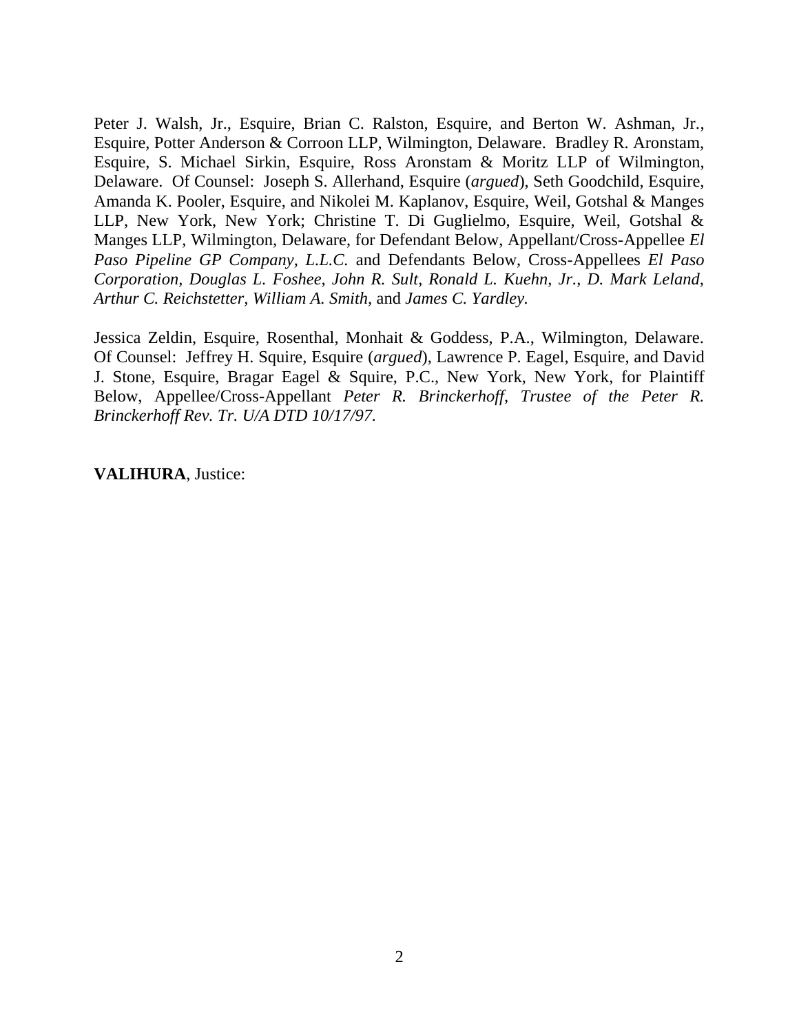Peter J. Walsh, Jr., Esquire, Brian C. Ralston, Esquire, and Berton W. Ashman, Jr., Esquire, Potter Anderson & Corroon LLP, Wilmington, Delaware. Bradley R. Aronstam, Esquire, S. Michael Sirkin, Esquire, Ross Aronstam & Moritz LLP of Wilmington, Delaware. Of Counsel: Joseph S. Allerhand, Esquire (*argued*), Seth Goodchild, Esquire, Amanda K. Pooler, Esquire, and Nikolei M. Kaplanov, Esquire, Weil, Gotshal & Manges LLP, New York, New York; Christine T. Di Guglielmo, Esquire, Weil, Gotshal & Manges LLP, Wilmington, Delaware, for Defendant Below, Appellant/Cross-Appellee *El Paso Pipeline GP Company, L.L.C.* and Defendants Below, Cross-Appellees *El Paso Corporation, Douglas L. Foshee, John R. Sult, Ronald L. Kuehn, Jr., D. Mark Leland, Arthur C. Reichstetter, William A. Smith,* and *James C. Yardley.*

Jessica Zeldin, Esquire, Rosenthal, Monhait & Goddess, P.A., Wilmington, Delaware. Of Counsel: Jeffrey H. Squire, Esquire (*argued*), Lawrence P. Eagel, Esquire, and David J. Stone, Esquire, Bragar Eagel & Squire, P.C., New York, New York, for Plaintiff Below, Appellee/Cross-Appellant *Peter R. Brinckerhoff, Trustee of the Peter R. Brinckerhoff Rev. Tr. U/A DTD 10/17/97.*

**VALIHURA**, Justice: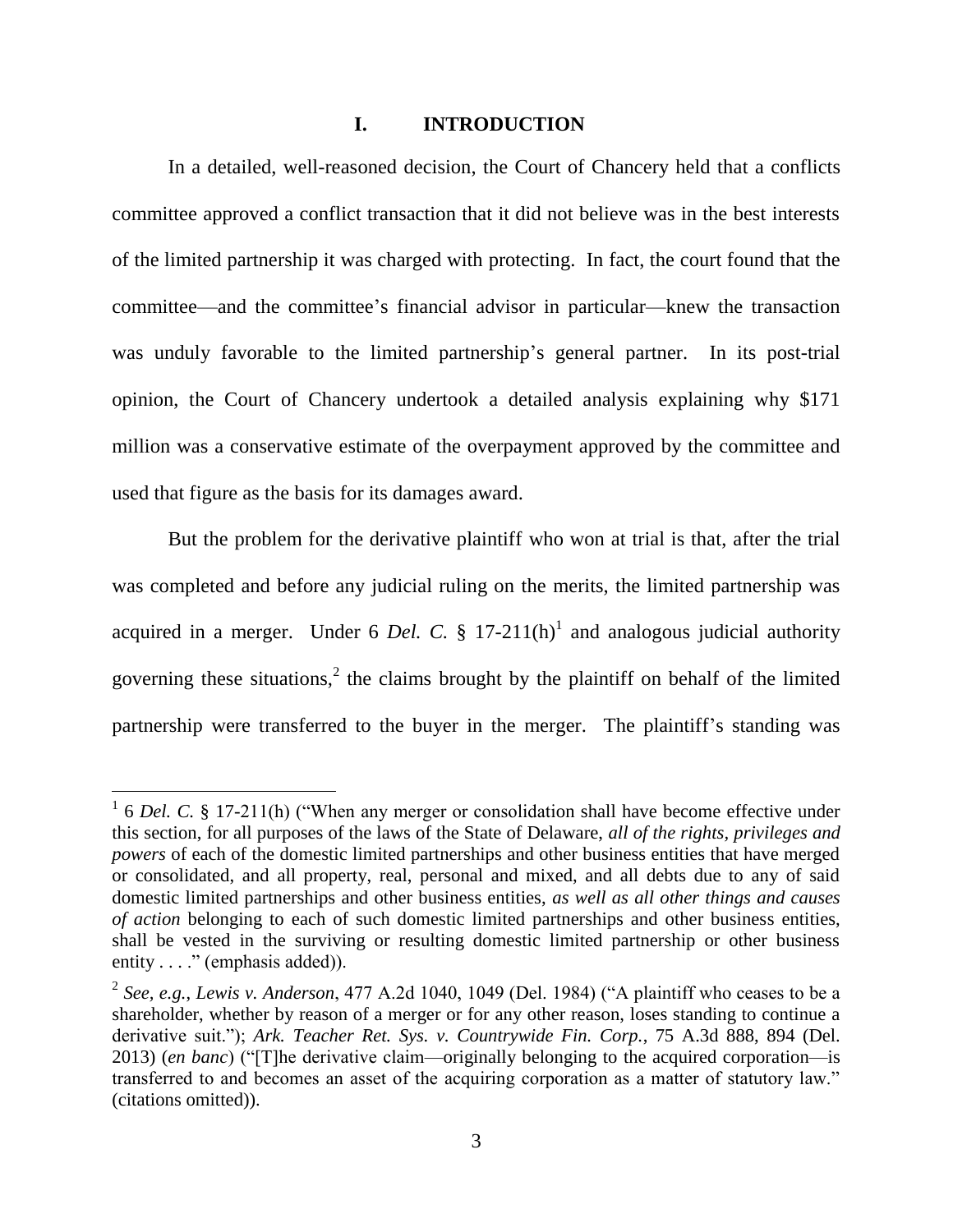## I. INTRODUCTION

In a detailed, well-reasoned decision, the Court of Chancery held that a conflicts committee approved a conflict transaction that it did not believe was in the best interests of the limited partnership it was charged with protecting. In fact, the court found that the committee—and the committee's financial advisor in particular—knew the transaction was unduly favorable to the limited partnership's general partner. In its post-trial opinion, the Court of Chancery undertook a detailed analysis explaining why $171 million was a conservative estimate of the overpayment approved by the committee and used that figure as the basis for its damages award.

But the problem for the derivative plaintiff who won at trial is that, after the trial was completed and before any judicial ruling on the merits, the limited partnership was acquired in a merger. Under 6 *Del. C.* § 17-211(h)[1] and analogous judicial authority governing these situations,[2] the claims brought by the plaintiff on behalf of the limited partnership were transferred to the buyer in the merger. The plaintiff's standing was

---

[1] 6 *Del. C.* § 17-211(h) ("When any merger or consolidation shall have become effective under this section, for all purposes of the laws of the State of Delaware, *all of the rights, privileges and powers* of each of the domestic limited partnerships and other business entities that have merged or consolidated, and all property, real, personal and mixed, and all debts due to any of said domestic limited partnerships and other business entities, *as well as all other things and causes of action* belonging to each of such domestic limited partnerships and other business entities, shall be vested in the surviving or resulting domestic limited partnership or other business entity . . . ." (emphasis added)).

[2] *See, e.g.*, *Lewis v. Anderson*, 477 A.2d 1040, 1049 (Del. 1984) ("A plaintiff who ceases to be a shareholder, whether by reason of a merger or for any other reason, loses standing to continue a derivative suit."); *Ark. Teacher Ret. Sys. v. Countrywide Fin. Corp.*, 75 A.3d 888, 894 (Del. 2013) (*en banc*) ("[T]he derivative claim—originally belonging to the acquired corporation—is transferred to and becomes an asset of the acquiring corporation as a matter of statutory law." (citations omitted)).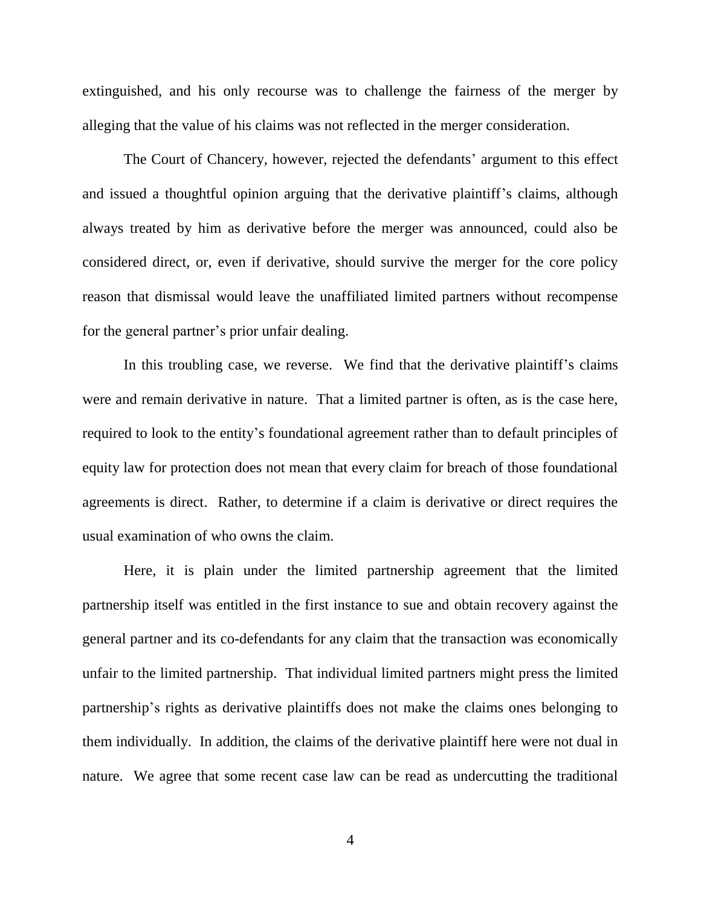extinguished, and his only recourse was to challenge the fairness of the merger by alleging that the value of his claims was not reflected in the merger consideration.

The Court of Chancery, however, rejected the defendants' argument to this effect and issued a thoughtful opinion arguing that the derivative plaintiff's claims, although always treated by him as derivative before the merger was announced, could also be considered direct, or, even if derivative, should survive the merger for the core policy reason that dismissal would leave the unaffiliated limited partners without recompense for the general partner's prior unfair dealing.

In this troubling case, we reverse. We find that the derivative plaintiff's claims were and remain derivative in nature. That a limited partner is often, as is the case here, required to look to the entity's foundational agreement rather than to default principles of equity law for protection does not mean that every claim for breach of those foundational agreements is direct. Rather, to determine if a claim is derivative or direct requires the usual examination of who owns the claim.

Here, it is plain under the limited partnership agreement that the limited partnership itself was entitled in the first instance to sue and obtain recovery against the general partner and its co-defendants for any claim that the transaction was economically unfair to the limited partnership. That individual limited partners might press the limited partnership's rights as derivative plaintiffs does not make the claims ones belonging to them individually. In addition, the claims of the derivative plaintiff here were not dual in nature. We agree that some recent case law can be read as undercutting the traditional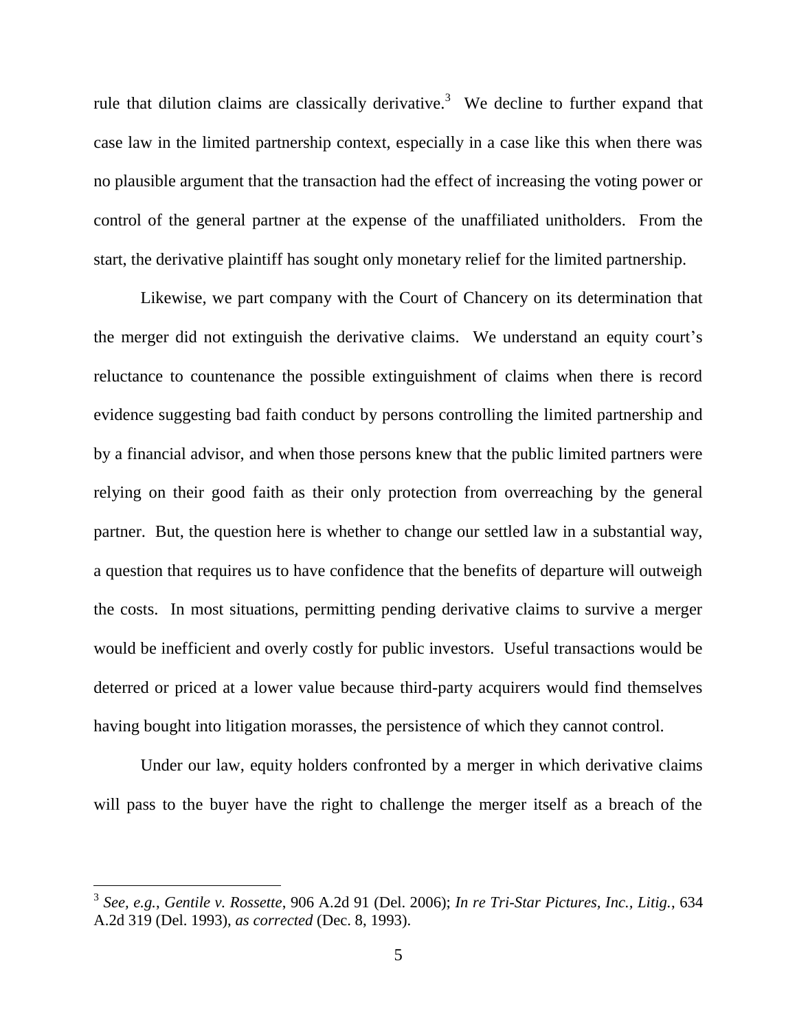rule that dilution claims are classically derivative.[3] We decline to further expand that case law in the limited partnership context, especially in a case like this when there was no plausible argument that the transaction had the effect of increasing the voting power or control of the general partner at the expense of the unaffiliated unitholders. From the start, the derivative plaintiff has sought only monetary relief for the limited partnership.

Likewise, we part company with the Court of Chancery on its determination that the merger did not extinguish the derivative claims. We understand an equity court's reluctance to countenance the possible extinguishment of claims when there is record evidence suggesting bad faith conduct by persons controlling the limited partnership and by a financial advisor, and when those persons knew that the public limited partners were relying on their good faith as their only protection from overreaching by the general partner. But, the question here is whether to change our settled law in a substantial way, a question that requires us to have confidence that the benefits of departure will outweigh the costs. In most situations, permitting pending derivative claims to survive a merger would be inefficient and overly costly for public investors. Useful transactions would be deterred or priced at a lower value because third-party acquirers would find themselves having bought into litigation morasses, the persistence of which they cannot control.

Under our law, equity holders confronted by a merger in which derivative claims will pass to the buyer have the right to challenge the merger itself as a breach of the

---

[3] *See, e.g.*, *Gentile v. Rossette*, 906 A.2d 91 (Del. 2006); *In re Tri-Star Pictures, Inc., Litig.*, 634 A.2d 319 (Del. 1993), *as corrected* (Dec. 8, 1993).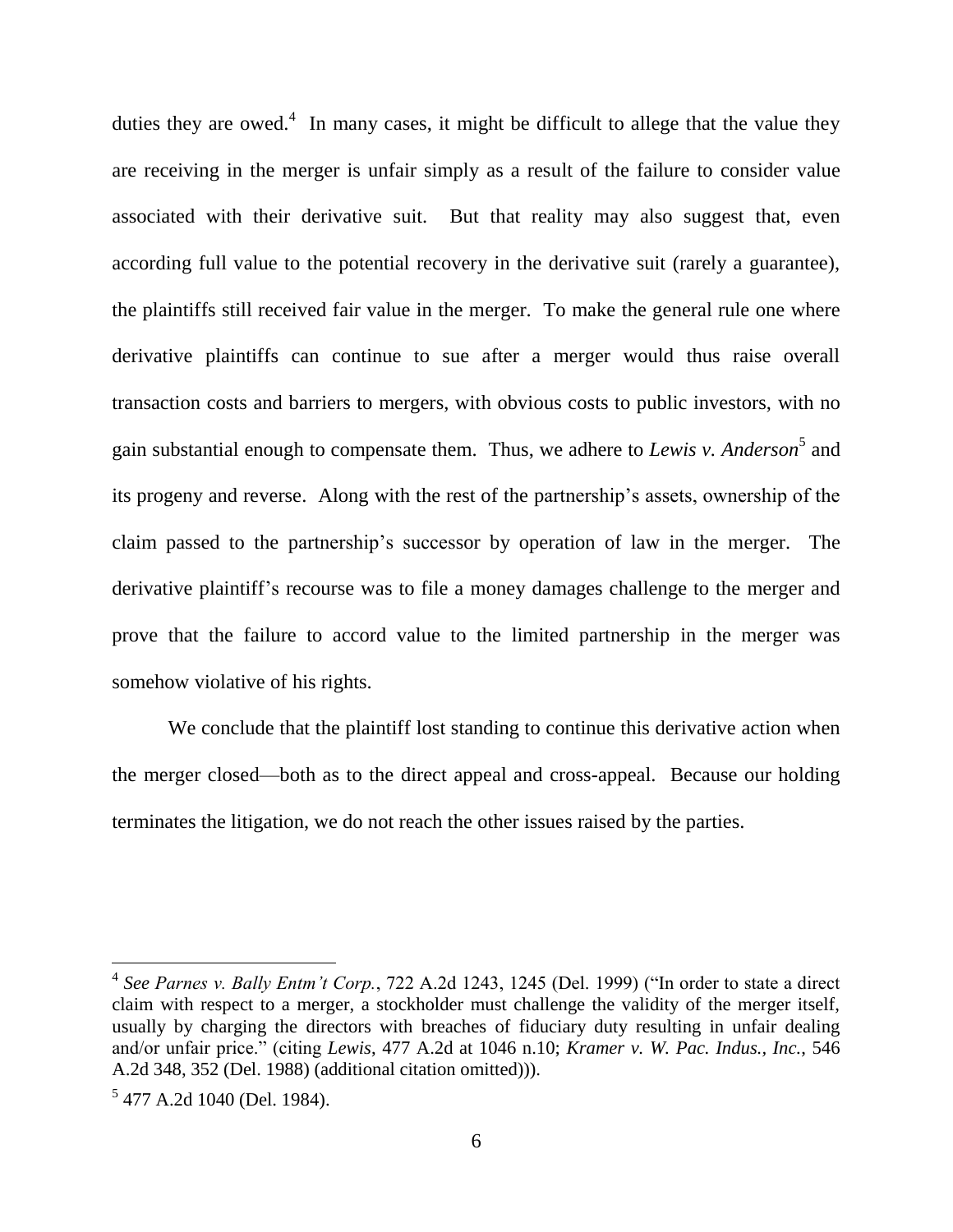duties they are owed.[4] In many cases, it might be difficult to allege that the value they are receiving in the merger is unfair simply as a result of the failure to consider value associated with their derivative suit. But that reality may also suggest that, even according full value to the potential recovery in the derivative suit (rarely a guarantee), the plaintiffs still received fair value in the merger. To make the general rule one where derivative plaintiffs can continue to sue after a merger would thus raise overall transaction costs and barriers to mergers, with obvious costs to public investors, with no gain substantial enough to compensate them. Thus, we adhere to *Lewis v. Anderson*[5] and its progeny and reverse. Along with the rest of the partnership's assets, ownership of the claim passed to the partnership's successor by operation of law in the merger. The derivative plaintiff's recourse was to file a money damages challenge to the merger and prove that the failure to accord value to the limited partnership in the merger was somehow violative of his rights.

We conclude that the plaintiff lost standing to continue this derivative action when the merger closed—both as to the direct appeal and cross-appeal. Because our holding terminates the litigation, we do not reach the other issues raised by the parties.

---

[4] *See Parnes v. Bally Entm't Corp.*, 722 A.2d 1243, 1245 (Del. 1999) ("In order to state a direct claim with respect to a merger, a stockholder must challenge the validity of the merger itself, usually by charging the directors with breaches of fiduciary duty resulting in unfair dealing and/or unfair price." (citing *Lewis*, 477 A.2d at 1046 n.10; *Kramer v. W. Pac. Indus., Inc.*, 546 A.2d 348, 352 (Del. 1988) (additional citation omitted))).

[5] 477 A.2d 1040 (Del. 1984).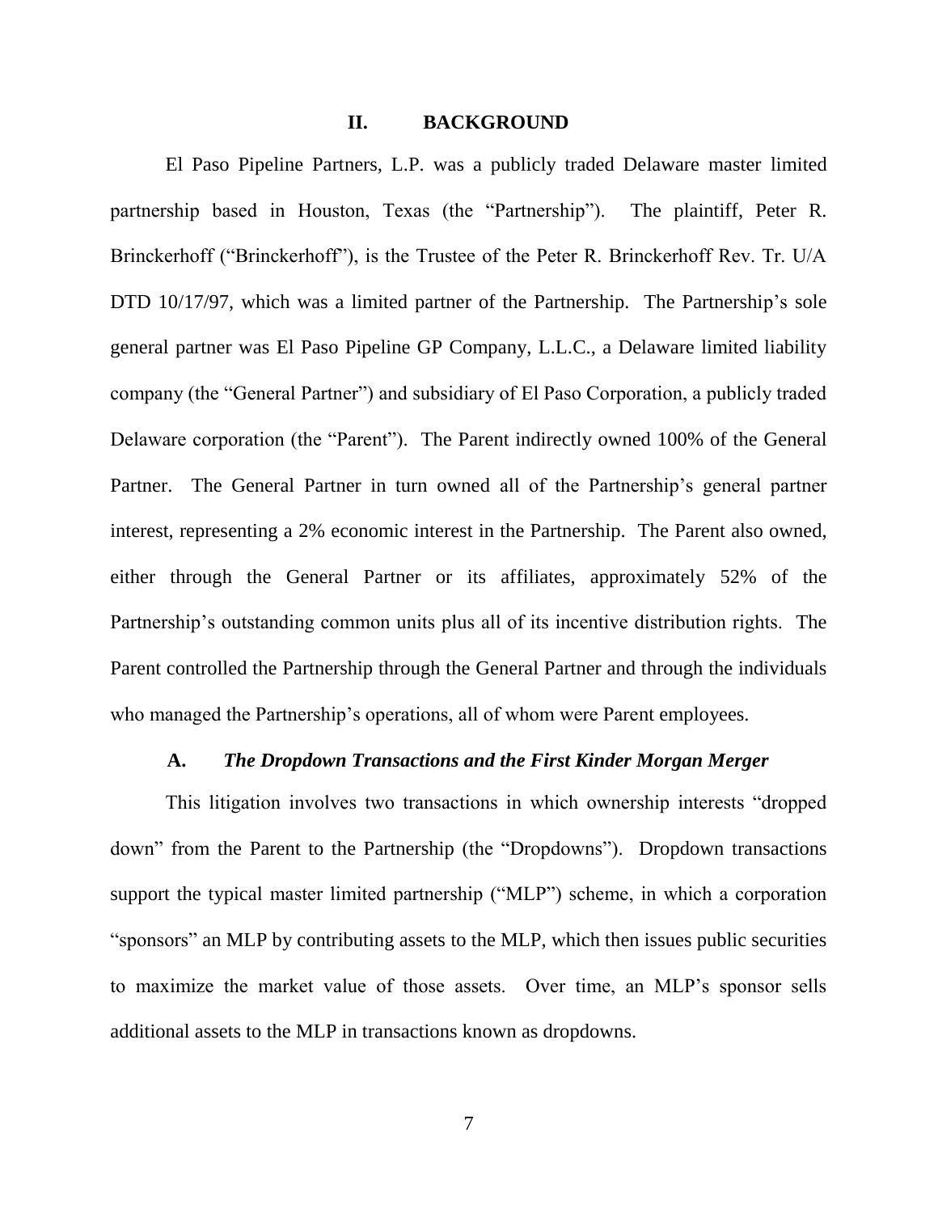## II. BACKGROUND

El Paso Pipeline Partners, L.P. was a publicly traded Delaware master limited partnership based in Houston, Texas (the "Partnership"). The plaintiff, Peter R. Brinckerhoff ("Brinckerhoff"), is the Trustee of the Peter R. Brinckerhoff Rev. Tr. U/A DTD 10/17/97, which was a limited partner of the Partnership. The Partnership's sole general partner was El Paso Pipeline GP Company, L.L.C., a Delaware limited liability company (the "General Partner") and subsidiary of El Paso Corporation, a publicly traded Delaware corporation (the "Parent"). The Parent indirectly owned 100% of the General Partner. The General Partner in turn owned all of the Partnership's general partner interest, representing a 2% economic interest in the Partnership. The Parent also owned, either through the General Partner or its affiliates, approximately 52% of the Partnership's outstanding common units plus all of its incentive distribution rights. The Parent controlled the Partnership through the General Partner and through the individuals who managed the Partnership's operations, all of whom were Parent employees.

### A. *The Dropdown Transactions and the First Kinder Morgan Merger*

This litigation involves two transactions in which ownership interests "dropped down" from the Parent to the Partnership (the "Dropdowns"). Dropdown transactions support the typical master limited partnership ("MLP") scheme, in which a corporation "sponsors" an MLP by contributing assets to the MLP, which then issues public securities to maximize the market value of those assets. Over time, an MLP's sponsor sells additional assets to the MLP in transactions known as dropdowns.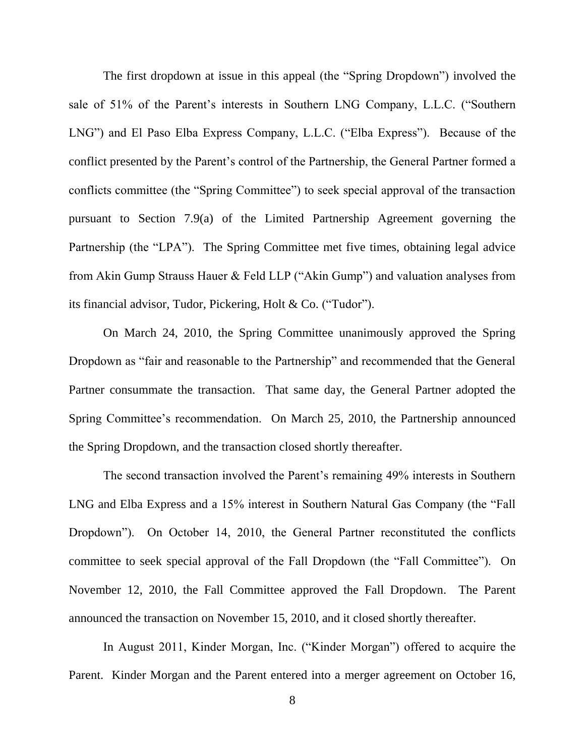The first dropdown at issue in this appeal (the "Spring Dropdown") involved the sale of 51% of the Parent's interests in Southern LNG Company, L.L.C. ("Southern LNG") and El Paso Elba Express Company, L.L.C. ("Elba Express"). Because of the conflict presented by the Parent's control of the Partnership, the General Partner formed a conflicts committee (the "Spring Committee") to seek special approval of the transaction pursuant to Section 7.9(a) of the Limited Partnership Agreement governing the Partnership (the "LPA"). The Spring Committee met five times, obtaining legal advice from Akin Gump Strauss Hauer & Feld LLP ("Akin Gump") and valuation analyses from its financial advisor, Tudor, Pickering, Holt & Co. ("Tudor").

On March 24, 2010, the Spring Committee unanimously approved the Spring Dropdown as "fair and reasonable to the Partnership" and recommended that the General Partner consummate the transaction. That same day, the General Partner adopted the Spring Committee's recommendation. On March 25, 2010, the Partnership announced the Spring Dropdown, and the transaction closed shortly thereafter.

The second transaction involved the Parent's remaining 49% interests in Southern LNG and Elba Express and a 15% interest in Southern Natural Gas Company (the "Fall Dropdown"). On October 14, 2010, the General Partner reconstituted the conflicts committee to seek special approval of the Fall Dropdown (the "Fall Committee"). On November 12, 2010, the Fall Committee approved the Fall Dropdown. The Parent announced the transaction on November 15, 2010, and it closed shortly thereafter.

In August 2011, Kinder Morgan, Inc. ("Kinder Morgan") offered to acquire the Parent. Kinder Morgan and the Parent entered into a merger agreement on October 16,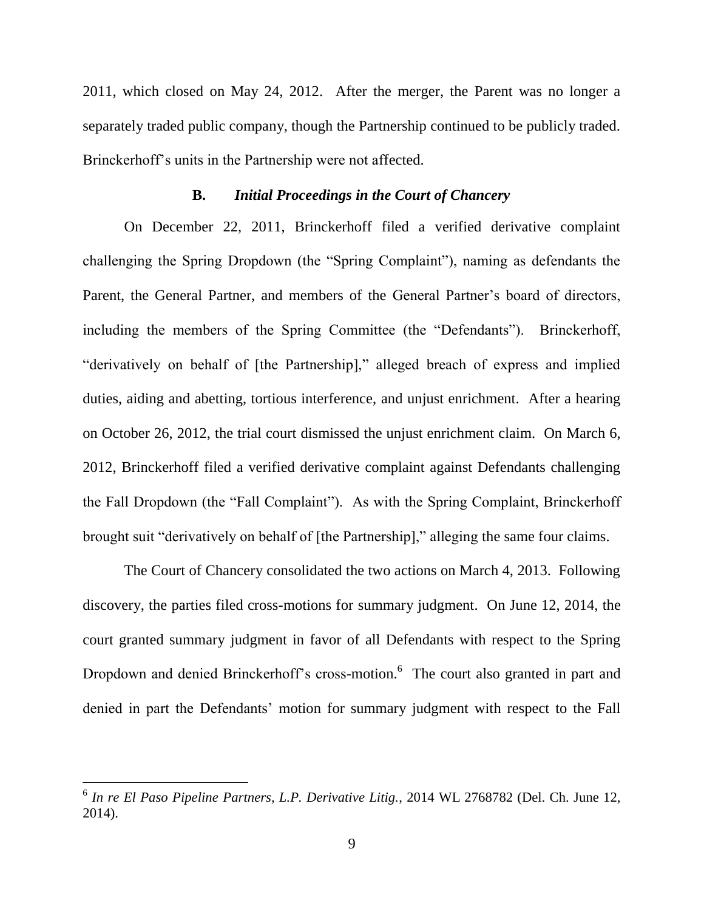2011, which closed on May 24, 2012. After the merger, the Parent was no longer a separately traded public company, though the Partnership continued to be publicly traded. Brinckerhoff's units in the Partnership were not affected.

### B. *Initial Proceedings in the Court of Chancery*

On December 22, 2011, Brinckerhoff filed a verified derivative complaint challenging the Spring Dropdown (the "Spring Complaint"), naming as defendants the Parent, the General Partner, and members of the General Partner's board of directors, including the members of the Spring Committee (the "Defendants"). Brinckerhoff, "derivatively on behalf of [the Partnership]," alleged breach of express and implied duties, aiding and abetting, tortious interference, and unjust enrichment. After a hearing on October 26, 2012, the trial court dismissed the unjust enrichment claim. On March 6, 2012, Brinckerhoff filed a verified derivative complaint against Defendants challenging the Fall Dropdown (the "Fall Complaint"). As with the Spring Complaint, Brinckerhoff brought suit "derivatively on behalf of [the Partnership]," alleging the same four claims.

The Court of Chancery consolidated the two actions on March 4, 2013. Following discovery, the parties filed cross-motions for summary judgment. On June 12, 2014, the court granted summary judgment in favor of all Defendants with respect to the Spring Dropdown and denied Brinckerhoff's cross-motion.[6] The court also granted in part and denied in part the Defendants' motion for summary judgment with respect to the Fall

---

[6] *In re El Paso Pipeline Partners, L.P. Derivative Litig.*, 2014 WL 2768782 (Del. Ch. June 12, 2014).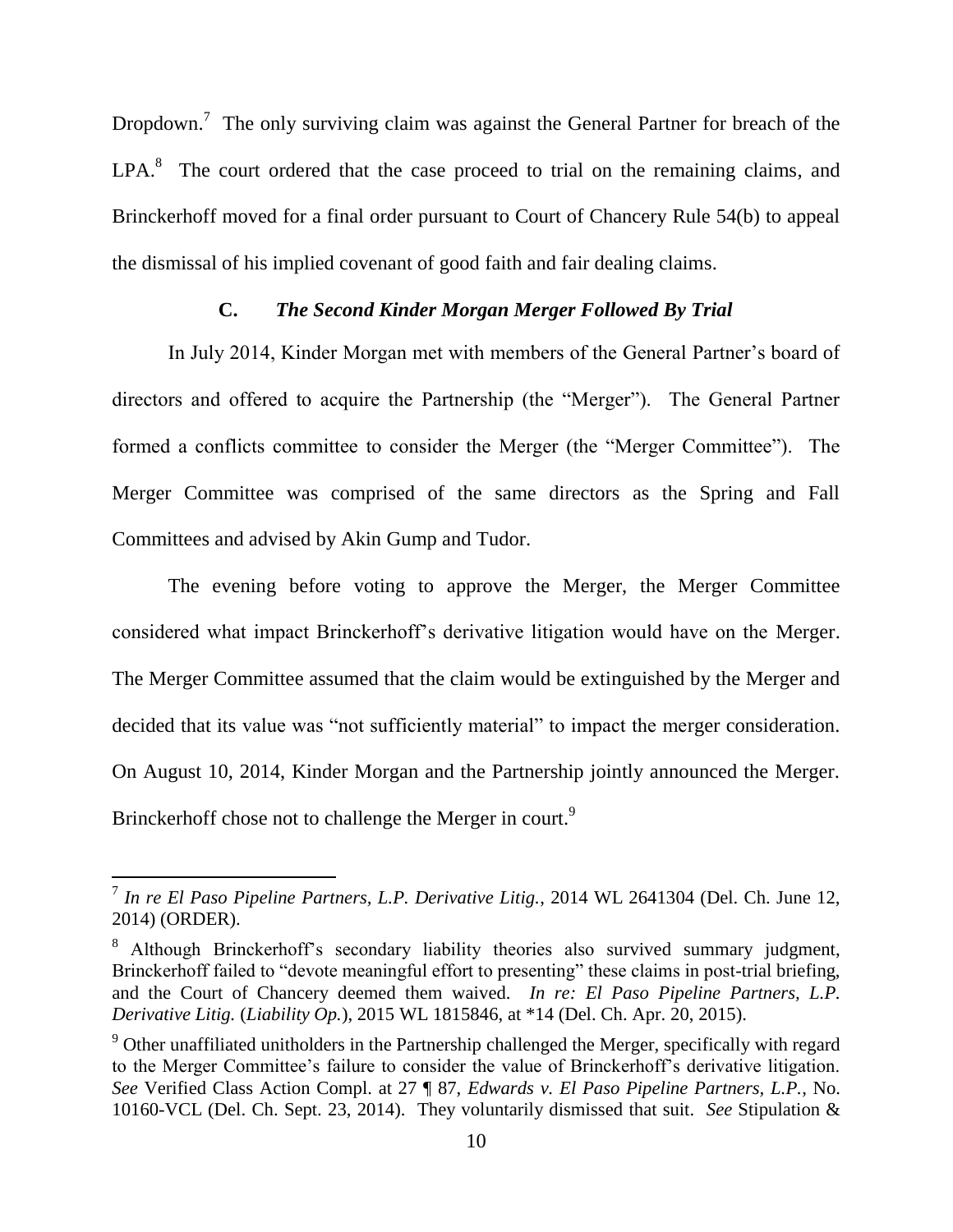Dropdown.[7] The only surviving claim was against the General Partner for breach of the LPA.[8] The court ordered that the case proceed to trial on the remaining claims, and Brinckerhoff moved for a final order pursuant to Court of Chancery Rule 54(b) to appeal the dismissal of his implied covenant of good faith and fair dealing claims.

### C. *The Second Kinder Morgan Merger Followed By Trial*

In July 2014, Kinder Morgan met with members of the General Partner's board of directors and offered to acquire the Partnership (the "Merger"). The General Partner formed a conflicts committee to consider the Merger (the "Merger Committee"). The Merger Committee was comprised of the same directors as the Spring and Fall Committees and advised by Akin Gump and Tudor.

The evening before voting to approve the Merger, the Merger Committee considered what impact Brinckerhoff's derivative litigation would have on the Merger. The Merger Committee assumed that the claim would be extinguished by the Merger and decided that its value was "not sufficiently material" to impact the merger consideration. On August 10, 2014, Kinder Morgan and the Partnership jointly announced the Merger. Brinckerhoff chose not to challenge the Merger in court.[9]

---

[7] *In re El Paso Pipeline Partners, L.P. Derivative Litig.*, 2014 WL 2641304 (Del. Ch. June 12, 2014) (ORDER).

[8] Although Brinckerhoff's secondary liability theories also survived summary judgment, Brinckerhoff failed to "devote meaningful effort to presenting" these claims in post-trial briefing, and the Court of Chancery deemed them waived. *In re: El Paso Pipeline Partners, L.P. Derivative Litig.* (*Liability Op.*), 2015 WL 1815846, at *14 (Del. Ch. Apr. 20, 2015).

[9] Other unaffiliated unitholders in the Partnership challenged the Merger, specifically with regard to the Merger Committee's failure to consider the value of Brinckerhoff's derivative litigation. *See* Verified Class Action Compl. at 27 ¶ 87, *Edwards v. El Paso Pipeline Partners, L.P.*, No. 10160-VCL (Del. Ch. Sept. 23, 2014). They voluntarily dismissed that suit. *See* Stipulation &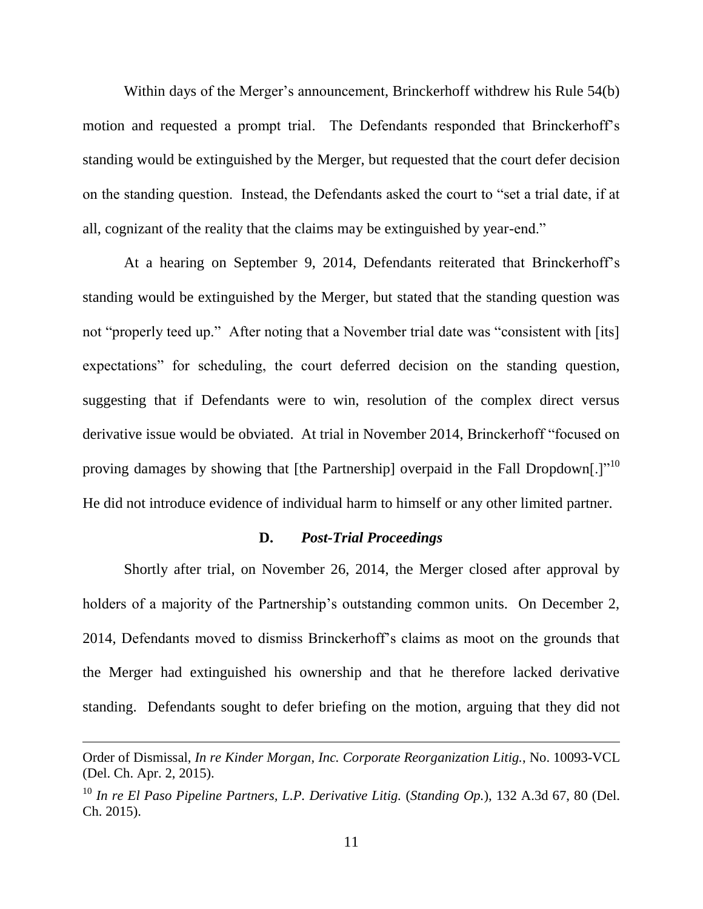Within days of the Merger's announcement, Brinckerhoff withdrew his Rule 54(b) motion and requested a prompt trial. The Defendants responded that Brinckerhoff's standing would be extinguished by the Merger, but requested that the court defer decision on the standing question. Instead, the Defendants asked the court to "set a trial date, if at all, cognizant of the reality that the claims may be extinguished by year-end."

At a hearing on September 9, 2014, Defendants reiterated that Brinckerhoff's standing would be extinguished by the Merger, but stated that the standing question was not "properly teed up." After noting that a November trial date was "consistent with [its] expectations" for scheduling, the court deferred decision on the standing question, suggesting that if Defendants were to win, resolution of the complex direct versus derivative issue would be obviated. At trial in November 2014, Brinckerhoff "focused on proving damages by showing that [the Partnership] overpaid in the Fall Dropdown[.]"[10] He did not introduce evidence of individual harm to himself or any other limited partner.

### D. *Post-Trial Proceedings*

Shortly after trial, on November 26, 2014, the Merger closed after approval by holders of a majority of the Partnership's outstanding common units. On December 2, 2014, Defendants moved to dismiss Brinckerhoff's claims as moot on the grounds that the Merger had extinguished his ownership and that he therefore lacked derivative standing. Defendants sought to defer briefing on the motion, arguing that they did not

---

Order of Dismissal, *In re Kinder Morgan, Inc. Corporate Reorganization Litig.*, No. 10093-VCL (Del. Ch. Apr. 2, 2015).

[10] *In re El Paso Pipeline Partners, L.P. Derivative Litig.* (*Standing Op.*), 132 A.3d 67, 80 (Del. Ch. 2015).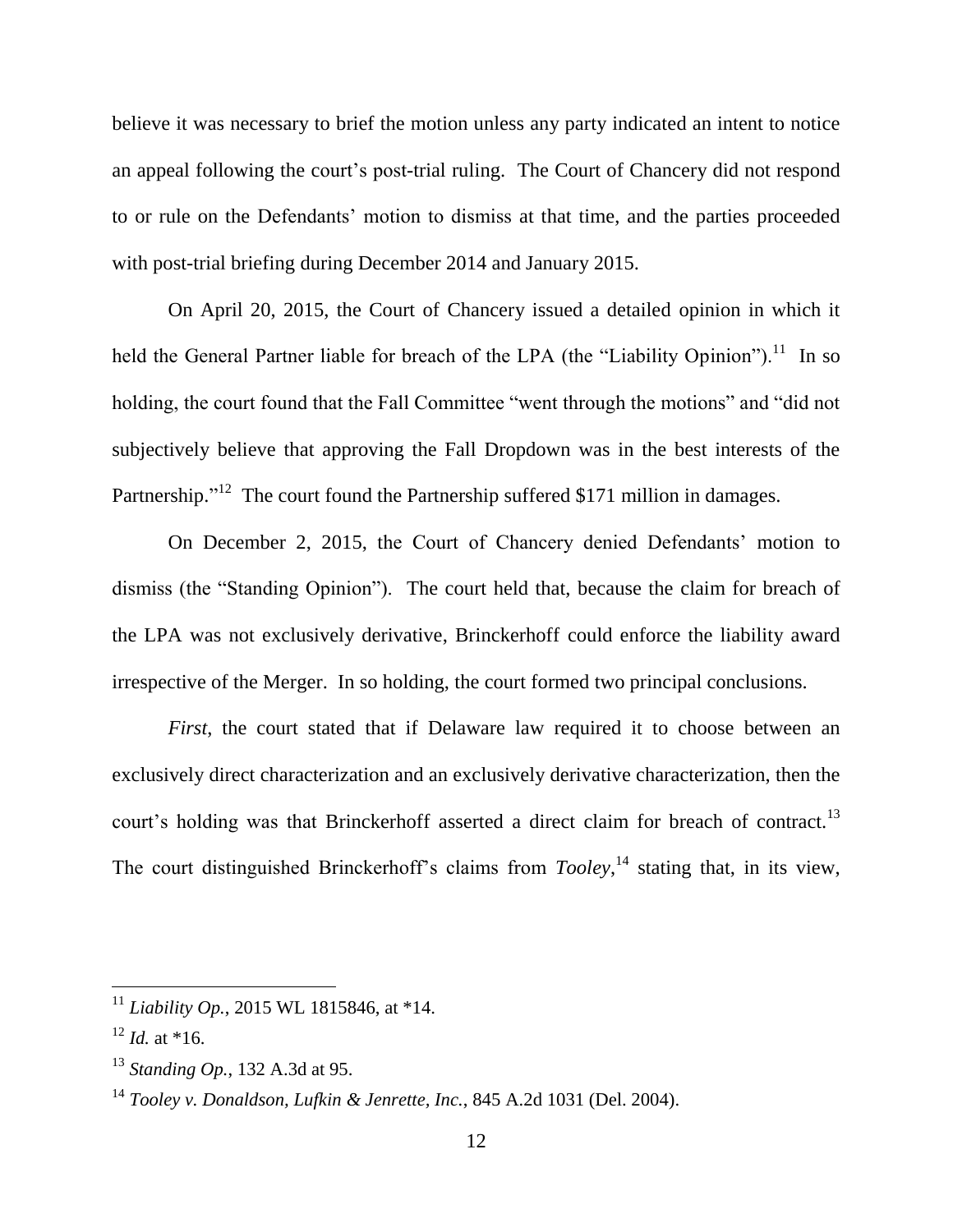believe it was necessary to brief the motion unless any party indicated an intent to notice an appeal following the court's post-trial ruling. The Court of Chancery did not respond to or rule on the Defendants' motion to dismiss at that time, and the parties proceeded with post-trial briefing during December 2014 and January 2015.

On April 20, 2015, the Court of Chancery issued a detailed opinion in which it held the General Partner liable for breach of the LPA (the "Liability Opinion").[11] In so holding, the court found that the Fall Committee "went through the motions" and "did not subjectively believe that approving the Fall Dropdown was in the best interests of the Partnership."[12] The court found the Partnership suffered $171 million in damages.

On December 2, 2015, the Court of Chancery denied Defendants' motion to dismiss (the "Standing Opinion"). The court held that, because the claim for breach of the LPA was not exclusively derivative, Brinckerhoff could enforce the liability award irrespective of the Merger. In so holding, the court formed two principal conclusions.

*First*, the court stated that if Delaware law required it to choose between an exclusively direct characterization and an exclusively derivative characterization, then the court's holding was that Brinckerhoff asserted a direct claim for breach of contract.[13] The court distinguished Brinckerhoff's claims from *Tooley*,[14] stating that, in its view,

---

[11] *Liability Op.*, 2015 WL 1815846, at *14.

[12] *Id.* at *16.

[13] *Standing Op.*, 132 A.3d at 95.

[14] *Tooley v. Donaldson, Lufkin & Jenrette, Inc.*, 845 A.2d 1031 (Del. 2004).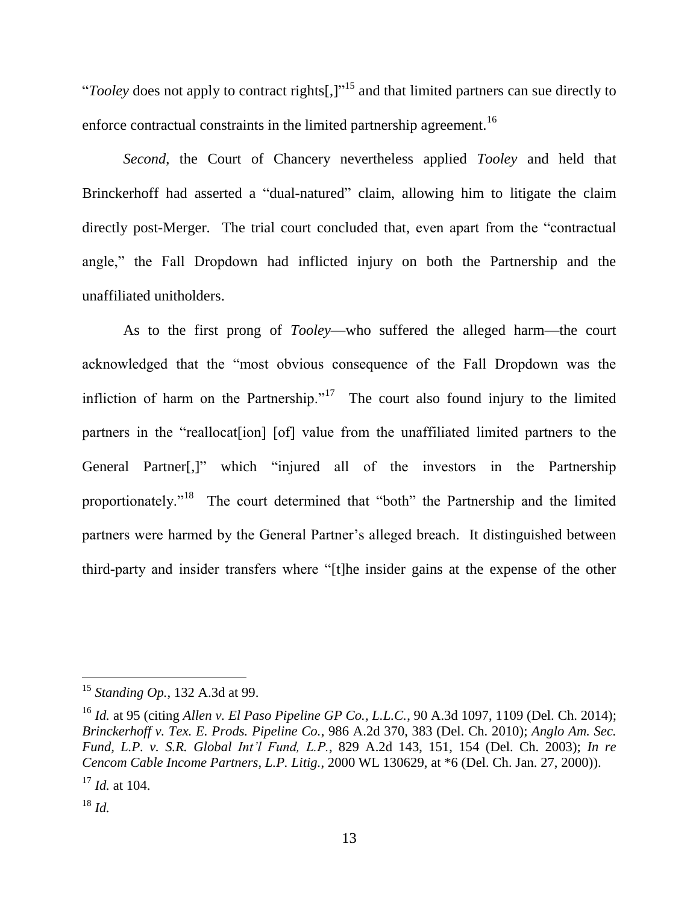"*Tooley* does not apply to contract rights[,]"[15] and that limited partners can sue directly to enforce contractual constraints in the limited partnership agreement.[16]

*Second*, the Court of Chancery nevertheless applied *Tooley* and held that Brinckerhoff had asserted a "dual-natured" claim, allowing him to litigate the claim directly post-Merger. The trial court concluded that, even apart from the "contractual angle," the Fall Dropdown had inflicted injury on both the Partnership and the unaffiliated unitholders.

As to the first prong of *Tooley*—who suffered the alleged harm—the court acknowledged that the "most obvious consequence of the Fall Dropdown was the infliction of harm on the Partnership."[17] The court also found injury to the limited partners in the "reallocat[ion] [of] value from the unaffiliated limited partners to the General Partner[,]" which "injured all of the investors in the Partnership proportionately."[18] The court determined that "both" the Partnership and the limited partners were harmed by the General Partner's alleged breach. It distinguished between third-party and insider transfers where "[t]he insider gains at the expense of the other

---

[15] *Standing Op.*, 132 A.3d at 99.

[16] *Id.* at 95 (citing *Allen v. El Paso Pipeline GP Co., L.L.C.*, 90 A.3d 1097, 1109 (Del. Ch. 2014); *Brinckerhoff v. Tex. E. Prods. Pipeline Co.*, 986 A.2d 370, 383 (Del. Ch. 2010); *Anglo Am. Sec. Fund, L.P. v. S.R. Global Int'l Fund, L.P.*, 829 A.2d 143, 151, 154 (Del. Ch. 2003); *In re Cencom Cable Income Partners, L.P. Litig.*, 2000 WL 130629, at *6 (Del. Ch. Jan. 27, 2000)).

[17] *Id.* at 104.

[18] *Id.*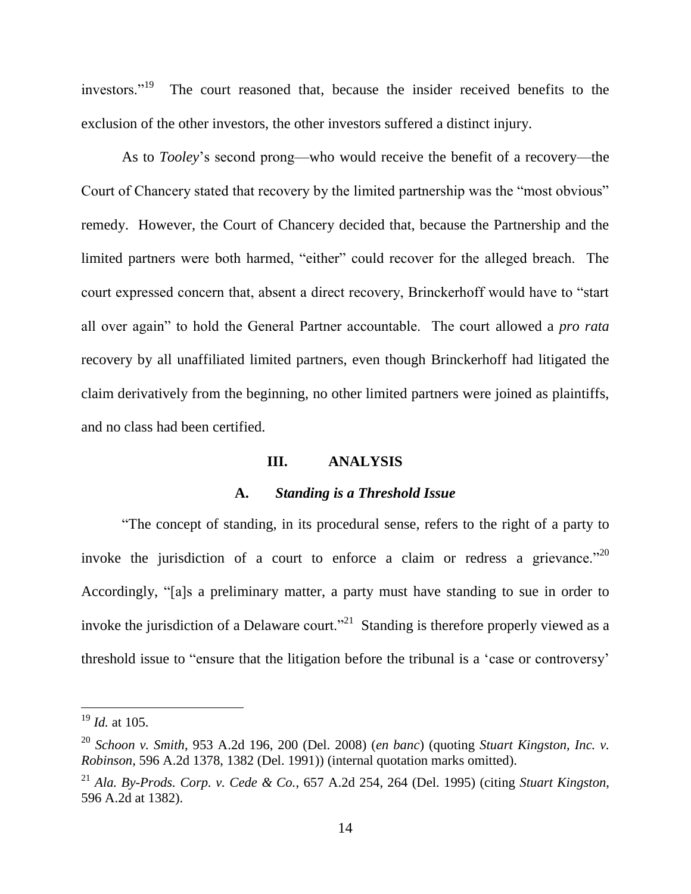investors."[19] The court reasoned that, because the insider received benefits to the exclusion of the other investors, the other investors suffered a distinct injury.

As to *Tooley*'s second prong—who would receive the benefit of a recovery—the Court of Chancery stated that recovery by the limited partnership was the "most obvious" remedy. However, the Court of Chancery decided that, because the Partnership and the limited partners were both harmed, "either" could recover for the alleged breach. The court expressed concern that, absent a direct recovery, Brinckerhoff would have to "start all over again" to hold the General Partner accountable. The court allowed a *pro rata* recovery by all unaffiliated limited partners, even though Brinckerhoff had litigated the claim derivatively from the beginning, no other limited partners were joined as plaintiffs, and no class had been certified.

## III. ANALYSIS

### A. *Standing is a Threshold Issue*

"The concept of standing, in its procedural sense, refers to the right of a party to invoke the jurisdiction of a court to enforce a claim or redress a grievance."[20] Accordingly, "[a]s a preliminary matter, a party must have standing to sue in order to invoke the jurisdiction of a Delaware court."[21] Standing is therefore properly viewed as a threshold issue to "ensure that the litigation before the tribunal is a 'case or controversy'

---

[19] *Id.* at 105.

[20] *Schoon v. Smith*, 953 A.2d 196, 200 (Del. 2008) (*en banc*) (quoting *Stuart Kingston, Inc. v. Robinson*, 596 A.2d 1378, 1382 (Del. 1991)) (internal quotation marks omitted).

[21] *Ala. By-Prods. Corp. v. Cede & Co.*, 657 A.2d 254, 264 (Del. 1995) (citing *Stuart Kingston*, 596 A.2d at 1382).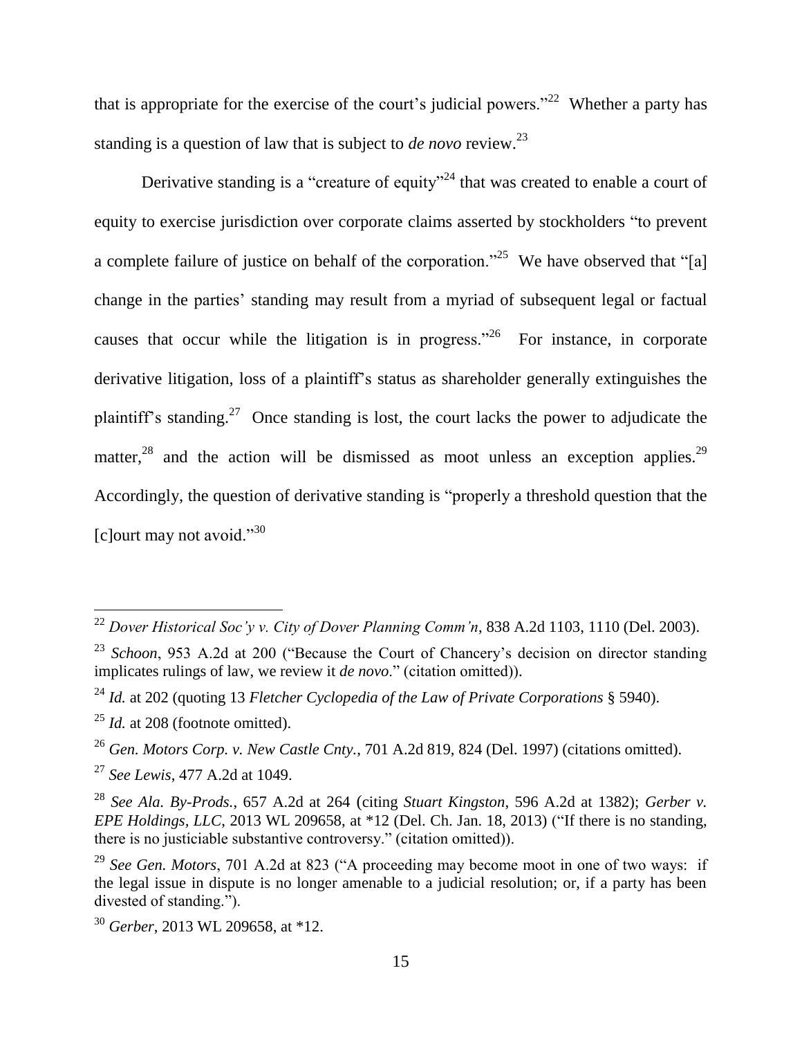that is appropriate for the exercise of the court's judicial powers."[22] Whether a party has standing is a question of law that is subject to *de novo* review.[23]

Derivative standing is a "creature of equity"[24] that was created to enable a court of equity to exercise jurisdiction over corporate claims asserted by stockholders "to prevent a complete failure of justice on behalf of the corporation."[25] We have observed that "[a] change in the parties' standing may result from a myriad of subsequent legal or factual causes that occur while the litigation is in progress."[26] For instance, in corporate derivative litigation, loss of a plaintiff's status as shareholder generally extinguishes the plaintiff's standing.[27] Once standing is lost, the court lacks the power to adjudicate the matter,[28] and the action will be dismissed as moot unless an exception applies.[29] Accordingly, the question of derivative standing is "properly a threshold question that the [c]ourt may not avoid."[30]

---

[22] *Dover Historical Soc'y v. City of Dover Planning Comm'n*, 838 A.2d 1103, 1110 (Del. 2003).

[23] *Schoon*, 953 A.2d at 200 ("Because the Court of Chancery's decision on director standing implicates rulings of law, we review it *de novo*." (citation omitted)).

[24] *Id.* at 202 (quoting 13 *Fletcher Cyclopedia of the Law of Private Corporations* § 5940).

[25] *Id.* at 208 (footnote omitted).

[26] *Gen. Motors Corp. v. New Castle Cnty.*, 701 A.2d 819, 824 (Del. 1997) (citations omitted).

[27] *See Lewis*, 477 A.2d at 1049.

[28] *See Ala. By-Prods.*, 657 A.2d at 264 (citing *Stuart Kingston*, 596 A.2d at 1382); *Gerber v. EPE Holdings, LLC*, 2013 WL 209658, at \*12 (Del. Ch. Jan. 18, 2013) ("If there is no standing, there is no justiciable substantive controversy." (citation omitted)).

[29] *See Gen. Motors*, 701 A.2d at 823 ("A proceeding may become moot in one of two ways: if the legal issue in dispute is no longer amenable to a judicial resolution; or, if a party has been divested of standing.").

[30] *Gerber*, 2013 WL 209658, at \*12.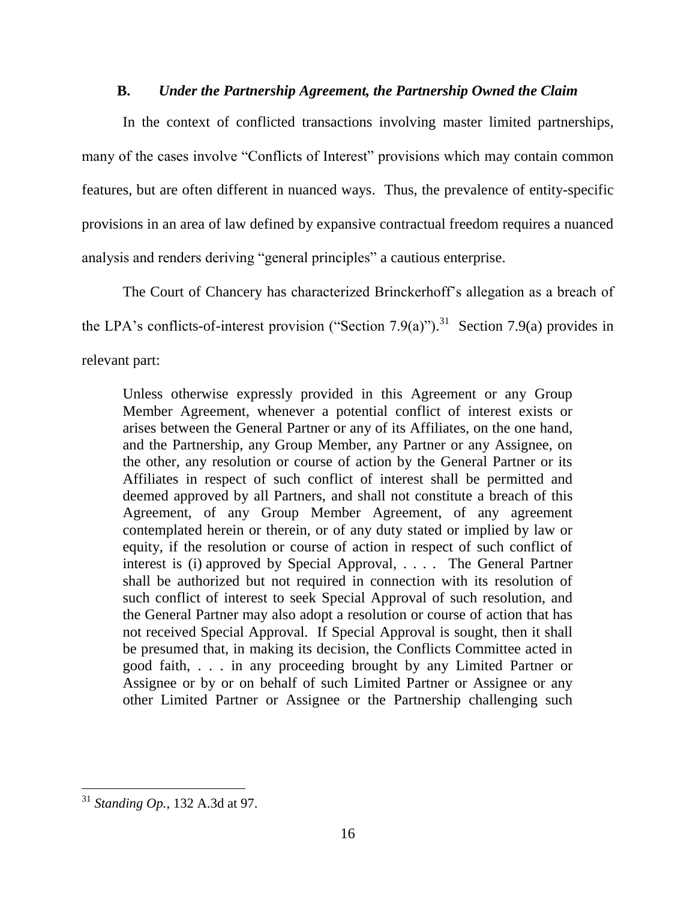### B. *Under the Partnership Agreement, the Partnership Owned the Claim*

In the context of conflicted transactions involving master limited partnerships, many of the cases involve "Conflicts of Interest" provisions which may contain common features, but are often different in nuanced ways. Thus, the prevalence of entity-specific provisions in an area of law defined by expansive contractual freedom requires a nuanced analysis and renders deriving "general principles" a cautious enterprise.

The Court of Chancery has characterized Brinckerhoff's allegation as a breach of the LPA's conflicts-of-interest provision ("Section 7.9(a)").[31] Section 7.9(a) provides in relevant part:

> Unless otherwise expressly provided in this Agreement or any Group Member Agreement, whenever a potential conflict of interest exists or arises between the General Partner or any of its Affiliates, on the one hand, and the Partnership, any Group Member, any Partner or any Assignee, on the other, any resolution or course of action by the General Partner or its Affiliates in respect of such conflict of interest shall be permitted and deemed approved by all Partners, and shall not constitute a breach of this Agreement, of any Group Member Agreement, of any agreement contemplated herein or therein, or of any duty stated or implied by law or equity, if the resolution or course of action in respect of such conflict of interest is (i) approved by Special Approval, . . . . The General Partner shall be authorized but not required in connection with its resolution of such conflict of interest to seek Special Approval of such resolution, and the General Partner may also adopt a resolution or course of action that has not received Special Approval. If Special Approval is sought, then it shall be presumed that, in making its decision, the Conflicts Committee acted in good faith, . . . in any proceeding brought by any Limited Partner or Assignee or by or on behalf of such Limited Partner or Assignee or any other Limited Partner or Assignee or the Partnership challenging such

---

[31] *Standing Op.*, 132 A.3d at 97.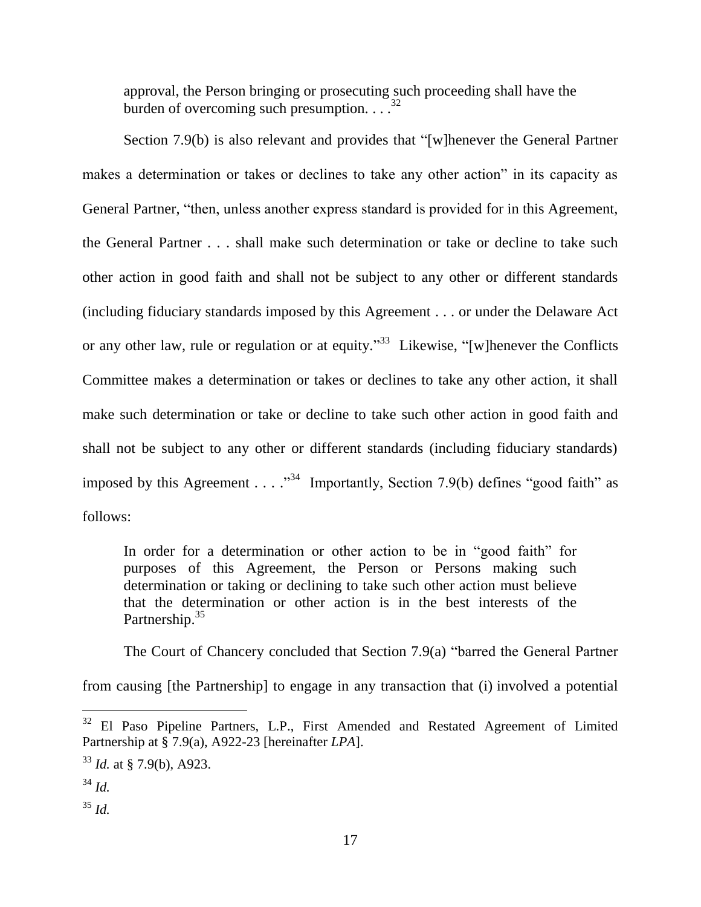approval, the Person bringing or prosecuting such proceeding shall have the burden of overcoming such presumption. . . .[32]

Section 7.9(b) is also relevant and provides that "[w]henever the General Partner makes a determination or takes or declines to take any other action" in its capacity as General Partner, "then, unless another express standard is provided for in this Agreement, the General Partner . . . shall make such determination or take or decline to take such other action in good faith and shall not be subject to any other or different standards (including fiduciary standards imposed by this Agreement . . . or under the Delaware Act or any other law, rule or regulation or at equity."[33] Likewise, "[w]henever the Conflicts Committee makes a determination or takes or declines to take any other action, it shall make such determination or take or decline to take such other action in good faith and shall not be subject to any other or different standards (including fiduciary standards) imposed by this Agreement . . . ."[34] Importantly, Section 7.9(b) defines "good faith" as follows:

> In order for a determination or other action to be in "good faith" for purposes of this Agreement, the Person or Persons making such determination or taking or declining to take such other action must believe that the determination or other action is in the best interests of the Partnership.[35]

The Court of Chancery concluded that Section 7.9(a) "barred the General Partner from causing [the Partnership] to engage in any transaction that (i) involved a potential

---

[32] El Paso Pipeline Partners, L.P., First Amended and Restated Agreement of Limited Partnership at § 7.9(a), A922-23 [hereinafter *LPA*].

[33] *Id.* at § 7.9(b), A923.

[34] *Id.*

[35] *Id.*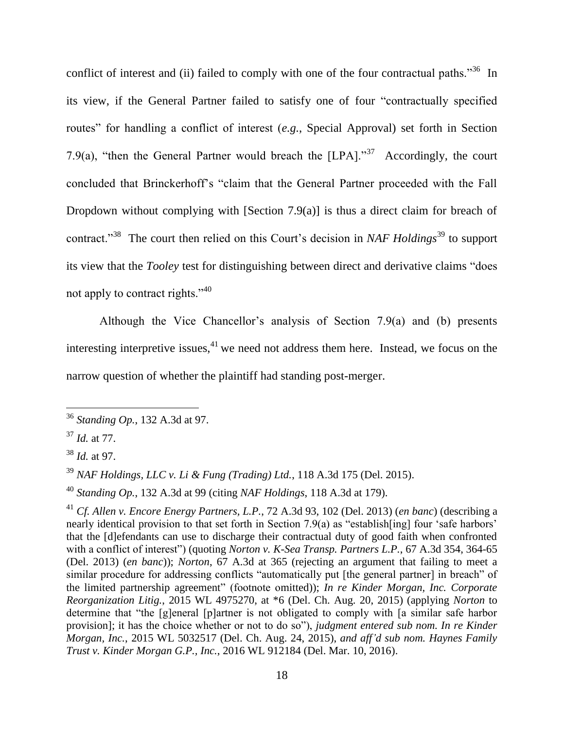conflict of interest and (ii) failed to comply with one of the four contractual paths."[36] In its view, if the General Partner failed to satisfy one of four "contractually specified routes" for handling a conflict of interest (*e.g.*, Special Approval) set forth in Section 7.9(a), "then the General Partner would breach the [LPA]."[37] Accordingly, the court concluded that Brinckerhoff's "claim that the General Partner proceeded with the Fall Dropdown without complying with [Section 7.9(a)] is thus a direct claim for breach of contract."[38] The court then relied on this Court's decision in *NAF Holdings*[39] to support its view that the *Tooley* test for distinguishing between direct and derivative claims "does not apply to contract rights."[40]

Although the Vice Chancellor's analysis of Section 7.9(a) and (b) presents interesting interpretive issues,[41] we need not address them here. Instead, we focus on the narrow question of whether the plaintiff had standing post-merger.

---

[36] *Standing Op.*, 132 A.3d at 97.

[37] *Id.* at 77.

[38] *Id.* at 97.

[39] *NAF Holdings, LLC v. Li & Fung (Trading) Ltd.*, 118 A.3d 175 (Del. 2015).

[40] *Standing Op.*, 132 A.3d at 99 (citing *NAF Holdings*, 118 A.3d at 179).

[41] *Cf. Allen v. Encore Energy Partners, L.P.*, 72 A.3d 93, 102 (Del. 2013) (*en banc*) (describing a nearly identical provision to that set forth in Section 7.9(a) as "establish[ing] four 'safe harbors' that the [d]efendants can use to discharge their contractual duty of good faith when confronted with a conflict of interest") (quoting *Norton v. K-Sea Transp. Partners L.P.*, 67 A.3d 354, 364-65 (Del. 2013) (*en banc*)); *Norton*, 67 A.3d at 365 (rejecting an argument that failing to meet a similar procedure for addressing conflicts "automatically put [the general partner] in breach" of the limited partnership agreement" (footnote omitted)); *In re Kinder Morgan, Inc. Corporate Reorganization Litig.*, 2015 WL 4975270, at *6 (Del. Ch. Aug. 20, 2015) (applying *Norton* to determine that "the [g]eneral [p]artner is not obligated to comply with [a similar safe harbor provision]; it has the choice whether or not to do so"), *judgment entered sub nom. In re Kinder Morgan, Inc.*, 2015 WL 5032517 (Del. Ch. Aug. 24, 2015), *and aff'd sub nom. Haynes Family Trust v. Kinder Morgan G.P., Inc.*, 2016 WL 912184 (Del. Mar. 10, 2016).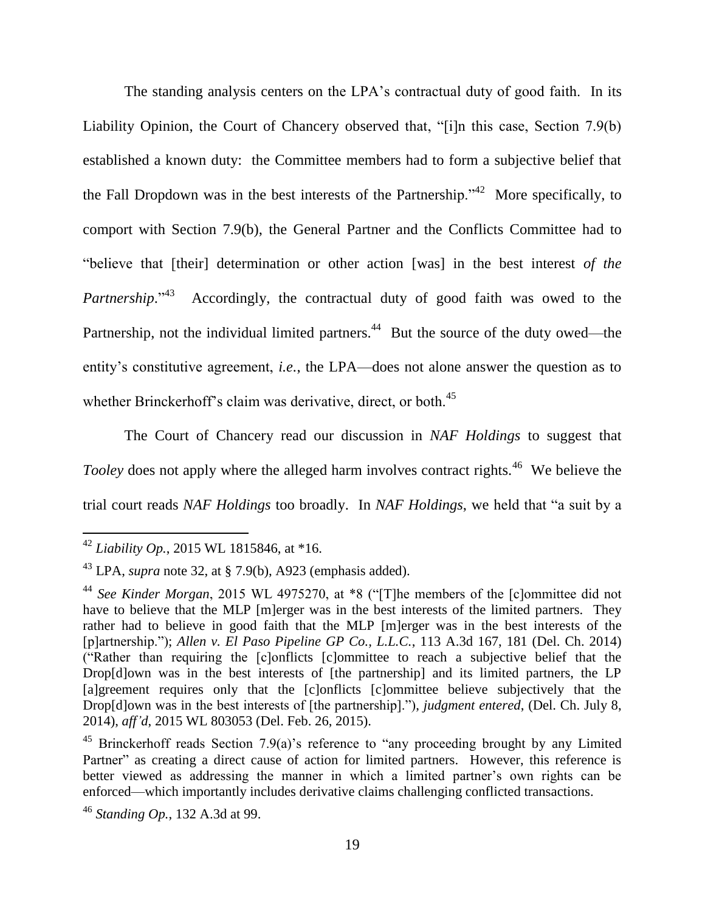The standing analysis centers on the LPA's contractual duty of good faith. In its Liability Opinion, the Court of Chancery observed that, "[i]n this case, Section 7.9(b) established a known duty: the Committee members had to form a subjective belief that the Fall Dropdown was in the best interests of the Partnership."[42] More specifically, to comport with Section 7.9(b), the General Partner and the Conflicts Committee had to "believe that [their] determination or other action [was] in the best interest *of the Partnership*."[43] Accordingly, the contractual duty of good faith was owed to the Partnership, not the individual limited partners.[44] But the source of the duty owed—the entity's constitutive agreement, *i.e.*, the LPA—does not alone answer the question as to whether Brinckerhoff's claim was derivative, direct, or both.[45]

The Court of Chancery read our discussion in *NAF Holdings* to suggest that *Tooley* does not apply where the alleged harm involves contract rights.[46] We believe the trial court reads *NAF Holdings* too broadly. In *NAF Holdings*, we held that "a suit by a

---

[42] *Liability Op.*, 2015 WL 1815846, at *16.

[43] LPA, *supra* note 32, at § 7.9(b), A923 (emphasis added).

[44] *See Kinder Morgan*, 2015 WL 4975270, at *8 ("[T]he members of the [c]ommittee did not have to believe that the MLP [m]erger was in the best interests of the limited partners. They rather had to believe in good faith that the MLP [m]erger was in the best interests of the [p]artnership."); *Allen v. El Paso Pipeline GP Co., L.L.C.*, 113 A.3d 167, 181 (Del. Ch. 2014) ("Rather than requiring the [c]onflicts [c]ommittee to reach a subjective belief that the Drop[d]own was in the best interests of [the partnership] and its limited partners, the LP [a]greement requires only that the [c]onflicts [c]ommittee believe subjectively that the Drop[d]own was in the best interests of [the partnership]."), *judgment entered*, (Del. Ch. July 8, 2014), *aff'd*, 2015 WL 803053 (Del. Feb. 26, 2015).

[45] Brinckerhoff reads Section 7.9(a)'s reference to "any proceeding brought by any Limited Partner" as creating a direct cause of action for limited partners. However, this reference is better viewed as addressing the manner in which a limited partner's own rights can be enforced—which importantly includes derivative claims challenging conflicted transactions.

[46] *Standing Op.*, 132 A.3d at 99.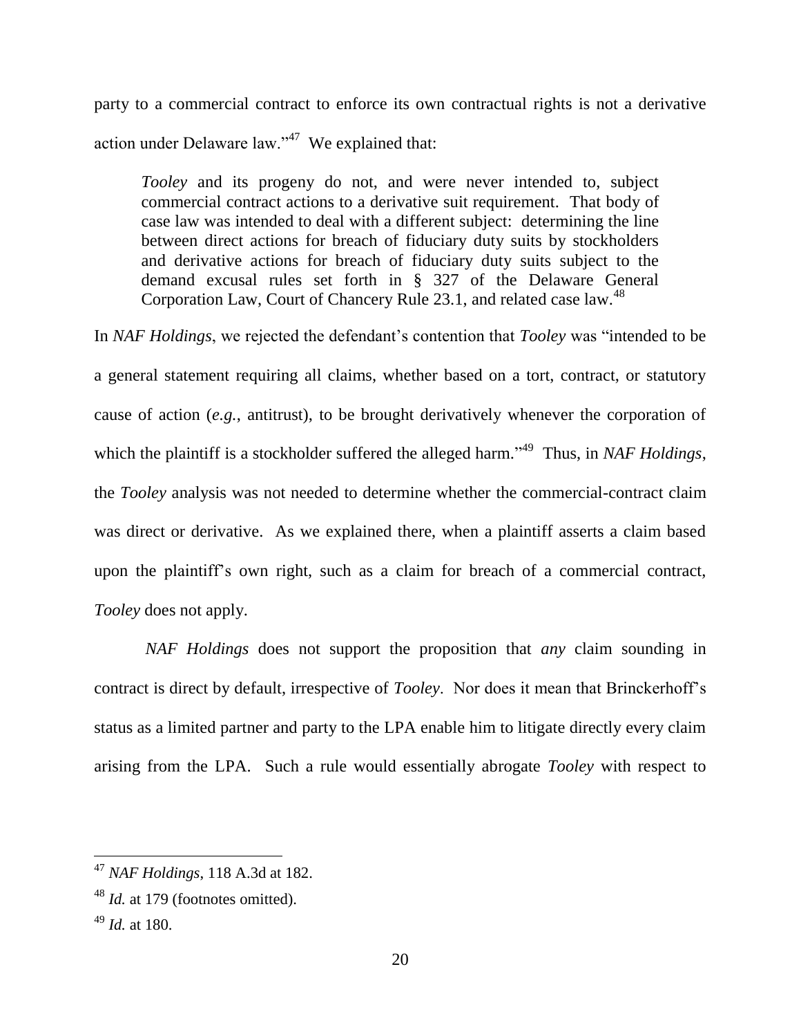party to a commercial contract to enforce its own contractual rights is not a derivative action under Delaware law."[47] We explained that:

> *Tooley* and its progeny do not, and were never intended to, subject commercial contract actions to a derivative suit requirement. That body of case law was intended to deal with a different subject: determining the line between direct actions for breach of fiduciary duty suits by stockholders and derivative actions for breach of fiduciary duty suits subject to the demand excusal rules set forth in § 327 of the Delaware General Corporation Law, Court of Chancery Rule 23.1, and related case law.[48]

In *NAF Holdings*, we rejected the defendant's contention that *Tooley* was "intended to be a general statement requiring all claims, whether based on a tort, contract, or statutory cause of action (*e.g.*, antitrust), to be brought derivatively whenever the corporation of which the plaintiff is a stockholder suffered the alleged harm."[49] Thus, in *NAF Holdings*, the *Tooley* analysis was not needed to determine whether the commercial-contract claim was direct or derivative. As we explained there, when a plaintiff asserts a claim based upon the plaintiff's own right, such as a claim for breach of a commercial contract, *Tooley* does not apply.

*NAF Holdings* does not support the proposition that *any* claim sounding in contract is direct by default, irrespective of *Tooley*. Nor does it mean that Brinckerhoff's status as a limited partner and party to the LPA enable him to litigate directly every claim arising from the LPA. Such a rule would essentially abrogate *Tooley* with respect to

---

[47] *NAF Holdings*, 118 A.3d at 182.

[48] *Id.* at 179 (footnotes omitted).

[49] *Id.* at 180.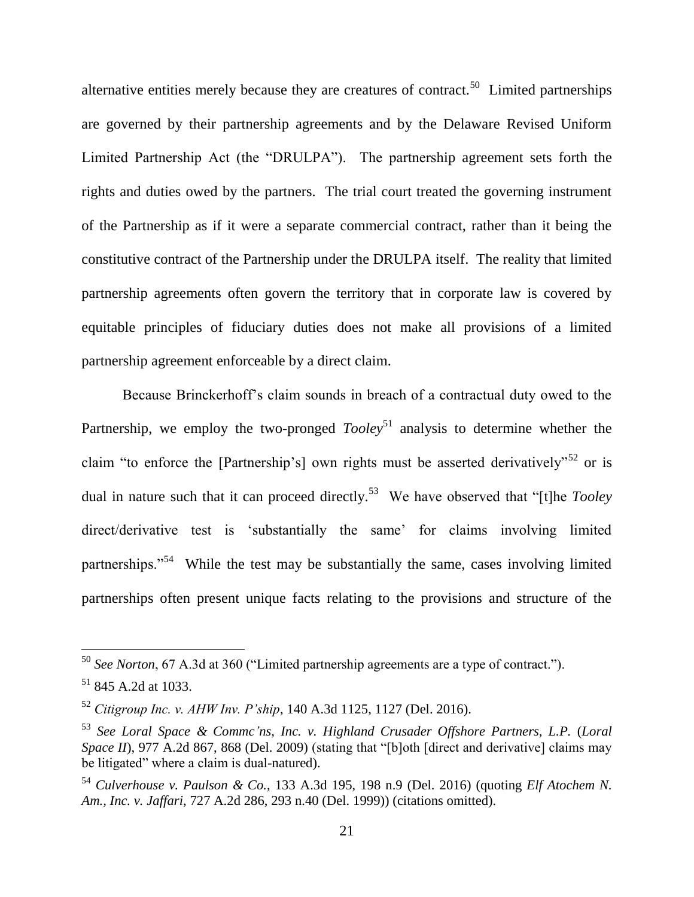alternative entities merely because they are creatures of contract.[50] Limited partnerships are governed by their partnership agreements and by the Delaware Revised Uniform Limited Partnership Act (the "DRULPA"). The partnership agreement sets forth the rights and duties owed by the partners. The trial court treated the governing instrument of the Partnership as if it were a separate commercial contract, rather than it being the constitutive contract of the Partnership under the DRULPA itself. The reality that limited partnership agreements often govern the territory that in corporate law is covered by equitable principles of fiduciary duties does not make all provisions of a limited partnership agreement enforceable by a direct claim.

Because Brinckerhoff's claim sounds in breach of a contractual duty owed to the Partnership, we employ the two-pronged *Tooley*[51] analysis to determine whether the claim "to enforce the [Partnership's] own rights must be asserted derivatively"[52] or is dual in nature such that it can proceed directly.[53] We have observed that "[t]he *Tooley* direct/derivative test is 'substantially the same' for claims involving limited partnerships."[54] While the test may be substantially the same, cases involving limited partnerships often present unique facts relating to the provisions and structure of the

---

[50] *See Norton*, 67 A.3d at 360 ("Limited partnership agreements are a type of contract.").

[51] 845 A.2d at 1033.

[52] *Citigroup Inc. v. AHW Inv. P'ship*, 140 A.3d 1125, 1127 (Del. 2016).

[53] *See Loral Space & Commc'ns, Inc. v. Highland Crusader Offshore Partners, L.P.* (*Loral Space II*), 977 A.2d 867, 868 (Del. 2009) (stating that "[b]oth [direct and derivative] claims may be litigated" where a claim is dual-natured).

[54] *Culverhouse v. Paulson & Co.*, 133 A.3d 195, 198 n.9 (Del. 2016) (quoting *Elf Atochem N. Am., Inc. v. Jaffari*, 727 A.2d 286, 293 n.40 (Del. 1999)) (citations omitted).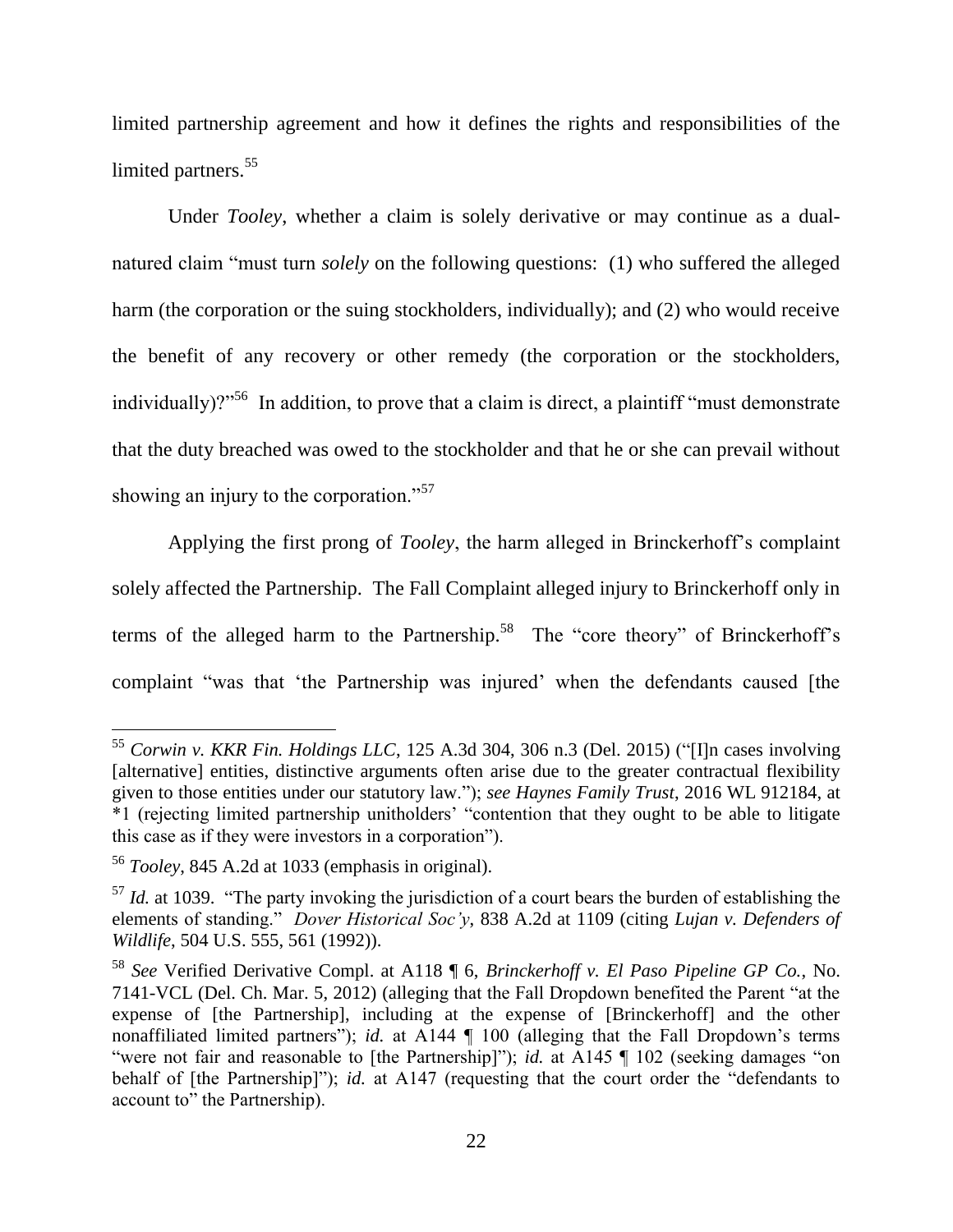limited partnership agreement and how it defines the rights and responsibilities of the limited partners.[55]

Under *Tooley*, whether a claim is solely derivative or may continue as a dual-natured claim "must turn *solely* on the following questions: (1) who suffered the alleged harm (the corporation or the suing stockholders, individually); and (2) who would receive the benefit of any recovery or other remedy (the corporation or the stockholders, individually)?"[56] In addition, to prove that a claim is direct, a plaintiff "must demonstrate that the duty breached was owed to the stockholder and that he or she can prevail without showing an injury to the corporation."[57]

Applying the first prong of *Tooley*, the harm alleged in Brinckerhoff's complaint solely affected the Partnership. The Fall Complaint alleged injury to Brinckerhoff only in terms of the alleged harm to the Partnership.[58] The "core theory" of Brinckerhoff's complaint "was that 'the Partnership was injured' when the defendants caused [the

---

[55] *Corwin v. KKR Fin. Holdings LLC*, 125 A.3d 304, 306 n.3 (Del. 2015) ("[I]n cases involving [alternative] entities, distinctive arguments often arise due to the greater contractual flexibility given to those entities under our statutory law."); *see Haynes Family Trust*, 2016 WL 912184, at *1 (rejecting limited partnership unitholders' "contention that they ought to be able to litigate this case as if they were investors in a corporation").

[56] *Tooley*, 845 A.2d at 1033 (emphasis in original).

[57] *Id.* at 1039. "The party invoking the jurisdiction of a court bears the burden of establishing the elements of standing." *Dover Historical Soc'y*, 838 A.2d at 1109 (citing *Lujan v. Defenders of Wildlife*, 504 U.S. 555, 561 (1992)).

[58] *See* Verified Derivative Compl. at A118 ¶ 6, *Brinckerhoff v. El Paso Pipeline GP Co.*, No. 7141-VCL (Del. Ch. Mar. 5, 2012) (alleging that the Fall Dropdown benefited the Parent "at the expense of [the Partnership], including at the expense of [Brinckerhoff] and the other nonaffiliated limited partners"); *id.* at A144 ¶ 100 (alleging that the Fall Dropdown's terms "were not fair and reasonable to [the Partnership]"); *id.* at A145 ¶ 102 (seeking damages "on behalf of [the Partnership]"); *id.* at A147 (requesting that the court order the "defendants to account to" the Partnership).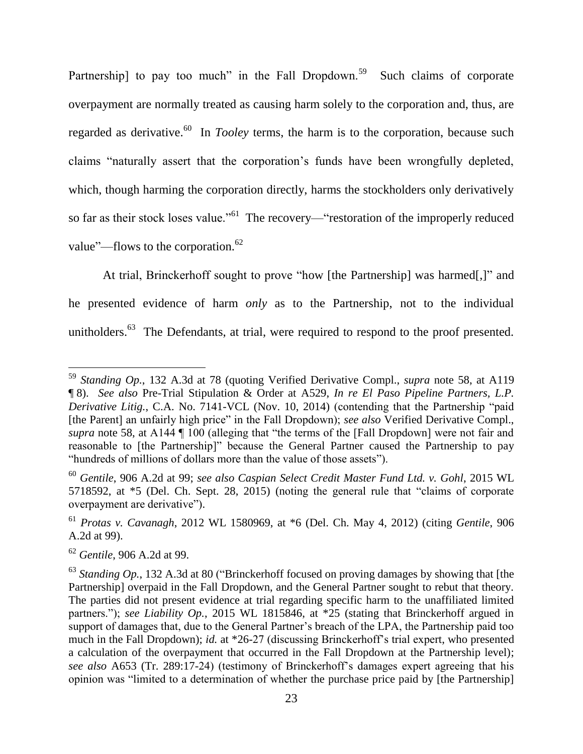Partnership] to pay too much" in the Fall Dropdown.[59] Such claims of corporate overpayment are normally treated as causing harm solely to the corporation and, thus, are regarded as derivative.[60] In *Tooley* terms, the harm is to the corporation, because such claims "naturally assert that the corporation's funds have been wrongfully depleted, which, though harming the corporation directly, harms the stockholders only derivatively so far as their stock loses value."[61] The recovery—"restoration of the improperly reduced value"—flows to the corporation.[62]

At trial, Brinckerhoff sought to prove "how [the Partnership] was harmed[,]" and he presented evidence of harm *only* as to the Partnership, not to the individual unitholders.[63] The Defendants, at trial, were required to respond to the proof presented.

---

[59] *Standing Op.*, 132 A.3d at 78 (quoting Verified Derivative Compl., *supra* note 58, at A119 ¶ 8). *See also* Pre-Trial Stipulation & Order at A529, *In re El Paso Pipeline Partners, L.P. Derivative Litig.*, C.A. No. 7141-VCL (Nov. 10, 2014) (contending that the Partnership "paid [the Parent] an unfairly high price" in the Fall Dropdown); *see also* Verified Derivative Compl., *supra* note 58, at A144 ¶ 100 (alleging that "the terms of the [Fall Dropdown] were not fair and reasonable to [the Partnership]" because the General Partner caused the Partnership to pay "hundreds of millions of dollars more than the value of those assets").

[60] *Gentile*, 906 A.2d at 99; *see also Caspian Select Credit Master Fund Ltd. v. Gohl*, 2015 WL 5718592, at *5 (Del. Ch. Sept. 28, 2015) (noting the general rule that "claims of corporate overpayment are derivative").

[61] *Protas v. Cavanagh*, 2012 WL 1580969, at *6 (Del. Ch. May 4, 2012) (citing *Gentile*, 906 A.2d at 99).

[62] *Gentile*, 906 A.2d at 99.

[63] *Standing Op.*, 132 A.3d at 80 ("Brinckerhoff focused on proving damages by showing that [the Partnership] overpaid in the Fall Dropdown, and the General Partner sought to rebut that theory. The parties did not present evidence at trial regarding specific harm to the unaffiliated limited partners."); *see Liability Op.*, 2015 WL 1815846, at *25 (stating that Brinckerhoff argued in support of damages that, due to the General Partner's breach of the LPA, the Partnership paid too much in the Fall Dropdown); *id.* at *26-27 (discussing Brinckerhoff's trial expert, who presented a calculation of the overpayment that occurred in the Fall Dropdown at the Partnership level); *see also* A653 (Tr. 289:17-24) (testimony of Brinckerhoff's damages expert agreeing that his opinion was "limited to a determination of whether the purchase price paid by [the Partnership]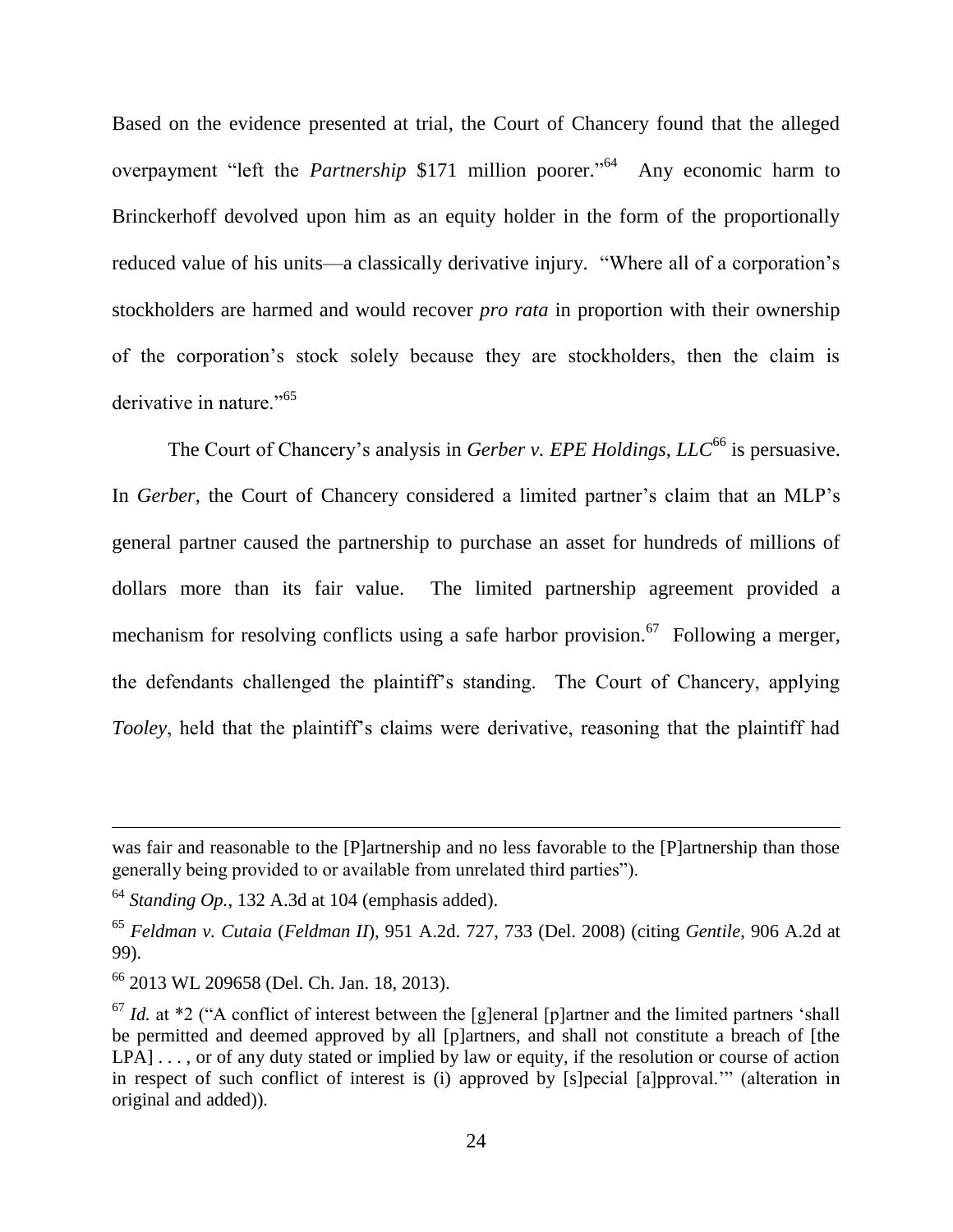Based on the evidence presented at trial, the Court of Chancery found that the alleged overpayment "left the *Partnership* $171 million poorer."[64] Any economic harm to Brinckerhoff devolved upon him as an equity holder in the form of the proportionally reduced value of his units—a classically derivative injury. "Where all of a corporation's stockholders are harmed and would recover *pro rata* in proportion with their ownership of the corporation's stock solely because they are stockholders, then the claim is derivative in nature."[65]

The Court of Chancery's analysis in *Gerber v. EPE Holdings, LLC*[66] is persuasive. In *Gerber*, the Court of Chancery considered a limited partner's claim that an MLP's general partner caused the partnership to purchase an asset for hundreds of millions of dollars more than its fair value. The limited partnership agreement provided a mechanism for resolving conflicts using a safe harbor provision.[67] Following a merger, the defendants challenged the plaintiff's standing. The Court of Chancery, applying *Tooley*, held that the plaintiff's claims were derivative, reasoning that the plaintiff had

---

was fair and reasonable to the [P]artnership and no less favorable to the [P]artnership than those generally being provided to or available from unrelated third parties").

[64] *Standing Op.*, 132 A.3d at 104 (emphasis added).

[65] *Feldman v. Cutaia* (*Feldman II*), 951 A.2d. 727, 733 (Del. 2008) (citing *Gentile*, 906 A.2d at 99).

[66] 2013 WL 209658 (Del. Ch. Jan. 18, 2013).

[67] *Id.* at *2 ("A conflict of interest between the [g]eneral [p]artner and the limited partners 'shall be permitted and deemed approved by all [p]artners, and shall not constitute a breach of [the LPA] . . . , or of any duty stated or implied by law or equity, if the resolution or course of action in respect of such conflict of interest is (i) approved by [s]pecial [a]pproval.'" (alteration in original and added)).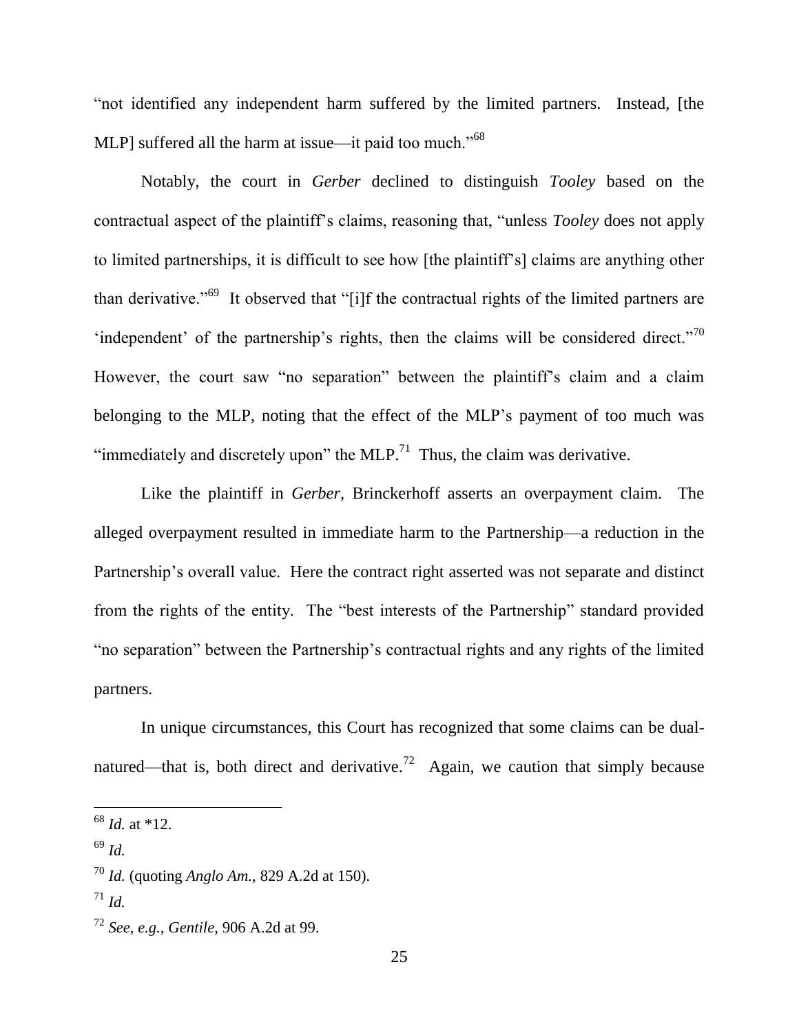"not identified any independent harm suffered by the limited partners. Instead, [the MLP] suffered all the harm at issue—it paid too much."[68]

Notably, the court in *Gerber* declined to distinguish *Tooley* based on the contractual aspect of the plaintiff's claims, reasoning that, "unless *Tooley* does not apply to limited partnerships, it is difficult to see how [the plaintiff's] claims are anything other than derivative."[69] It observed that "[i]f the contractual rights of the limited partners are 'independent' of the partnership's rights, then the claims will be considered direct."[70] However, the court saw "no separation" between the plaintiff's claim and a claim belonging to the MLP, noting that the effect of the MLP's payment of too much was "immediately and discretely upon" the MLP.[71] Thus, the claim was derivative.

Like the plaintiff in *Gerber*, Brinckerhoff asserts an overpayment claim. The alleged overpayment resulted in immediate harm to the Partnership—a reduction in the Partnership's overall value. Here the contract right asserted was not separate and distinct from the rights of the entity. The "best interests of the Partnership" standard provided "no separation" between the Partnership's contractual rights and any rights of the limited partners.

In unique circumstances, this Court has recognized that some claims can be dual-natured—that is, both direct and derivative.[72] Again, we caution that simply because

---

[68] *Id.* at *12.

[69] *Id.*

[70] *Id.* (quoting *Anglo Am.*, 829 A.2d at 150).

[71] *Id.*

[72] *See, e.g.*, *Gentile*, 906 A.2d at 99.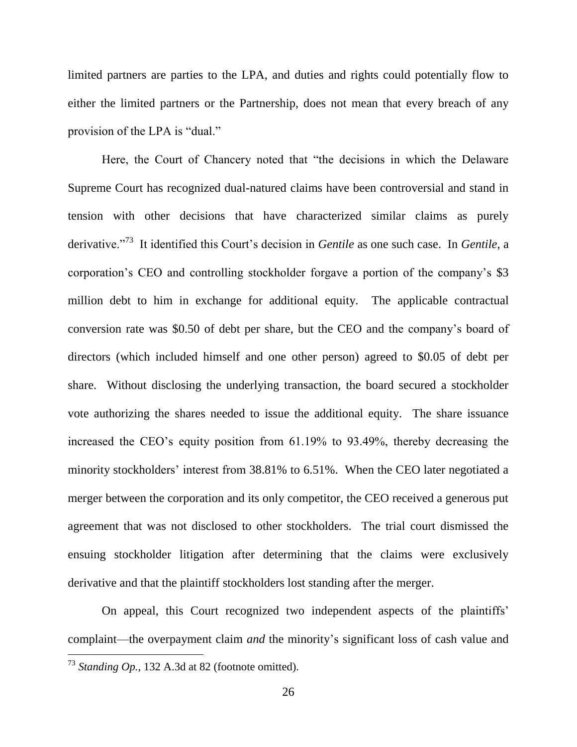limited partners are parties to the LPA, and duties and rights could potentially flow to either the limited partners or the Partnership, does not mean that every breach of any provision of the LPA is "dual."

Here, the Court of Chancery noted that "the decisions in which the Delaware Supreme Court has recognized dual-natured claims have been controversial and stand in tension with other decisions that have characterized similar claims as purely derivative."[73] It identified this Court's decision in *Gentile* as one such case. In *Gentile*, a corporation's CEO and controlling stockholder forgave a portion of the company's $3 million debt to him in exchange for additional equity. The applicable contractual conversion rate was $0.50 of debt per share, but the CEO and the company's board of directors (which included himself and one other person) agreed to $0.05 of debt per share. Without disclosing the underlying transaction, the board secured a stockholder vote authorizing the shares needed to issue the additional equity. The share issuance increased the CEO's equity position from 61.19% to 93.49%, thereby decreasing the minority stockholders' interest from 38.81% to 6.51%. When the CEO later negotiated a merger between the corporation and its only competitor, the CEO received a generous put agreement that was not disclosed to other stockholders. The trial court dismissed the ensuing stockholder litigation after determining that the claims were exclusively derivative and that the plaintiff stockholders lost standing after the merger.

On appeal, this Court recognized two independent aspects of the plaintiffs' complaint—the overpayment claim *and* the minority's significant loss of cash value and

---

[73] *Standing Op.*, 132 A.3d at 82 (footnote omitted).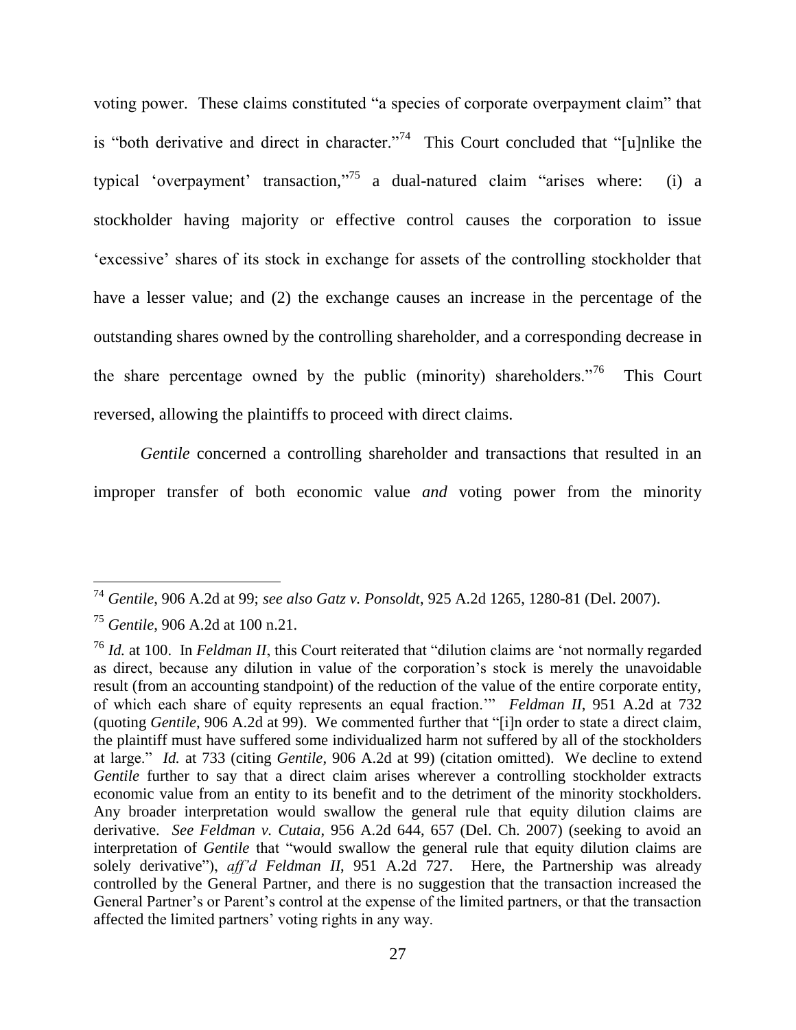voting power. These claims constituted "a species of corporate overpayment claim" that is "both derivative and direct in character."[74] This Court concluded that "[u]nlike the typical 'overpayment' transaction,"[75] a dual-natured claim "arises where: (i) a stockholder having majority or effective control causes the corporation to issue 'excessive' shares of its stock in exchange for assets of the controlling stockholder that have a lesser value; and (2) the exchange causes an increase in the percentage of the outstanding shares owned by the controlling shareholder, and a corresponding decrease in the share percentage owned by the public (minority) shareholders."[76] This Court reversed, allowing the plaintiffs to proceed with direct claims.

*Gentile* concerned a controlling shareholder and transactions that resulted in an improper transfer of both economic value *and* voting power from the minority

---

[74] *Gentile*, 906 A.2d at 99; *see also Gatz v. Ponsoldt*, 925 A.2d 1265, 1280-81 (Del. 2007).

[75] *Gentile*, 906 A.2d at 100 n.21.

[76] *Id.* at 100. In *Feldman II*, this Court reiterated that "dilution claims are 'not normally regarded as direct, because any dilution in value of the corporation's stock is merely the unavoidable result (from an accounting standpoint) of the reduction of the value of the entire corporate entity, of which each share of equity represents an equal fraction.'" *Feldman II*, 951 A.2d at 732 (quoting *Gentile*, 906 A.2d at 99). We commented further that "[i]n order to state a direct claim, the plaintiff must have suffered some individualized harm not suffered by all of the stockholders at large." *Id.* at 733 (citing *Gentile*, 906 A.2d at 99) (citation omitted). We decline to extend *Gentile* further to say that a direct claim arises wherever a controlling stockholder extracts economic value from an entity to its benefit and to the detriment of the minority stockholders. Any broader interpretation would swallow the general rule that equity dilution claims are derivative. *See Feldman v. Cutaia*, 956 A.2d 644, 657 (Del. Ch. 2007) (seeking to avoid an interpretation of *Gentile* that "would swallow the general rule that equity dilution claims are solely derivative"), *aff'd Feldman II*, 951 A.2d 727. Here, the Partnership was already controlled by the General Partner, and there is no suggestion that the transaction increased the General Partner's or Parent's control at the expense of the limited partners, or that the transaction affected the limited partners' voting rights in any way.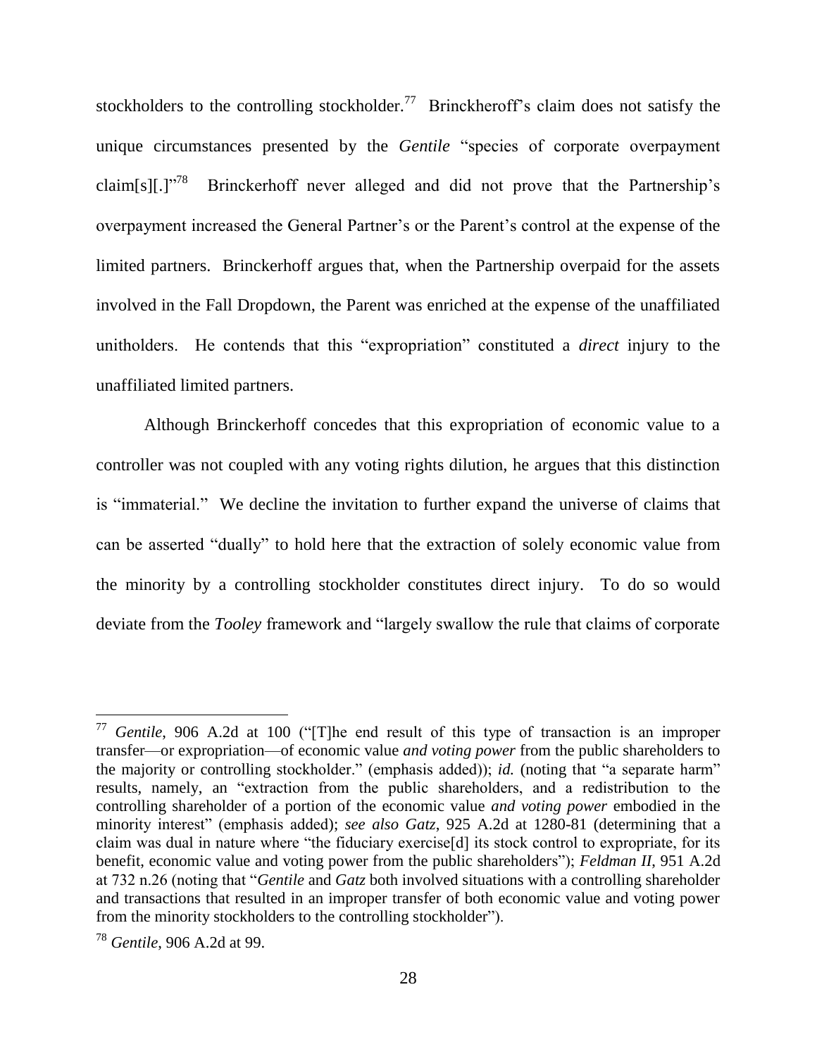stockholders to the controlling stockholder.[77] Brinckheroff's claim does not satisfy the unique circumstances presented by the *Gentile* "species of corporate overpayment claim[s][.]"[78] Brinckerhoff never alleged and did not prove that the Partnership's overpayment increased the General Partner's or the Parent's control at the expense of the limited partners. Brinckerhoff argues that, when the Partnership overpaid for the assets involved in the Fall Dropdown, the Parent was enriched at the expense of the unaffiliated unitholders. He contends that this "expropriation" constituted a *direct* injury to the unaffiliated limited partners.

Although Brinckerhoff concedes that this expropriation of economic value to a controller was not coupled with any voting rights dilution, he argues that this distinction is "immaterial." We decline the invitation to further expand the universe of claims that can be asserted "dually" to hold here that the extraction of solely economic value from the minority by a controlling stockholder constitutes direct injury. To do so would deviate from the *Tooley* framework and "largely swallow the rule that claims of corporate

---

[77] *Gentile*, 906 A.2d at 100 ("[T]he end result of this type of transaction is an improper transfer—or expropriation—of economic value *and voting power* from the public shareholders to the majority or controlling stockholder." (emphasis added)); *id.* (noting that "a separate harm" results, namely, an "extraction from the public shareholders, and a redistribution to the controlling shareholder of a portion of the economic value *and voting power* embodied in the minority interest" (emphasis added); *see also Gatz*, 925 A.2d at 1280-81 (determining that a claim was dual in nature where "the fiduciary exercise[d] its stock control to expropriate, for its benefit, economic value and voting power from the public shareholders"); *Feldman II*, 951 A.2d at 732 n.26 (noting that "*Gentile* and *Gatz* both involved situations with a controlling shareholder and transactions that resulted in an improper transfer of both economic value and voting power from the minority stockholders to the controlling stockholder").

[78] *Gentile*, 906 A.2d at 99.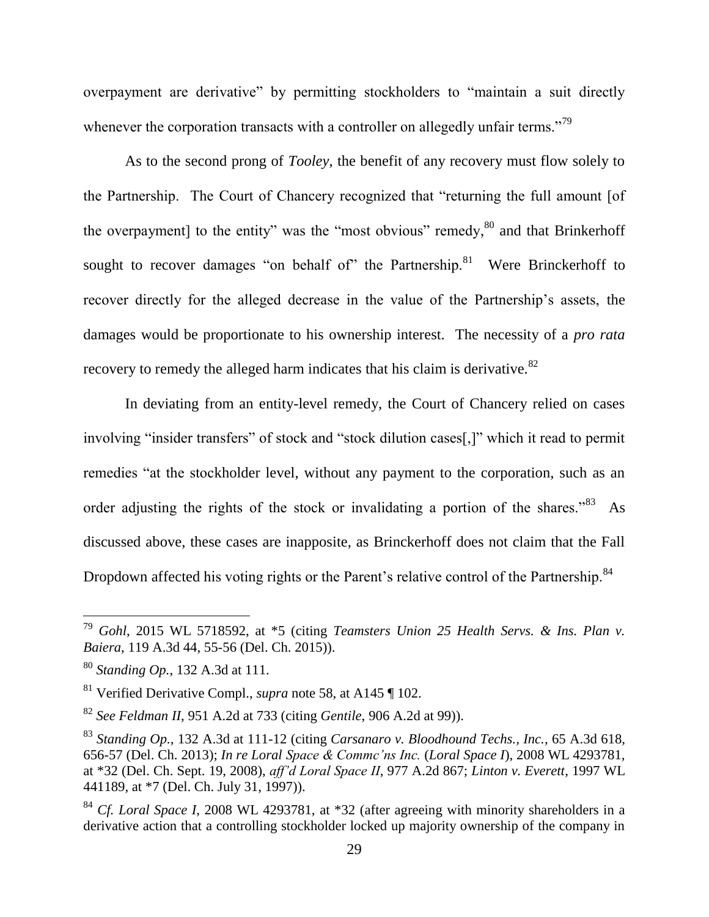overpayment are derivative" by permitting stockholders to "maintain a suit directly whenever the corporation transacts with a controller on allegedly unfair terms."[79]

As to the second prong of *Tooley*, the benefit of any recovery must flow solely to the Partnership. The Court of Chancery recognized that "returning the full amount [of the overpayment] to the entity" was the "most obvious" remedy,[80] and that Brinkerhoff sought to recover damages "on behalf of" the Partnership.[81] Were Brinckerhoff to recover directly for the alleged decrease in the value of the Partnership's assets, the damages would be proportionate to his ownership interest. The necessity of a *pro rata* recovery to remedy the alleged harm indicates that his claim is derivative.[82]

In deviating from an entity-level remedy, the Court of Chancery relied on cases involving "insider transfers" of stock and "stock dilution cases[,]" which it read to permit remedies "at the stockholder level, without any payment to the corporation, such as an order adjusting the rights of the stock or invalidating a portion of the shares."[83] As discussed above, these cases are inapposite, as Brinckerhoff does not claim that the Fall Dropdown affected his voting rights or the Parent's relative control of the Partnership.[84]

---

[79] *Gohl*, 2015 WL 5718592, at *5 (citing *Teamsters Union 25 Health Servs. & Ins. Plan v. Baiera*, 119 A.3d 44, 55-56 (Del. Ch. 2015)).

[80] *Standing Op.*, 132 A.3d at 111.

[81] Verified Derivative Compl., *supra* note 58, at A145 ¶ 102.

[82] *See Feldman II*, 951 A.2d at 733 (citing *Gentile*, 906 A.2d at 99)).

[83] *Standing Op.*, 132 A.3d at 111-12 (citing *Carsanaro v. Bloodhound Techs., Inc.*, 65 A.3d 618, 656-57 (Del. Ch. 2013); *In re Loral Space & Commc'ns Inc.* (*Loral Space I*), 2008 WL 4293781, at *32 (Del. Ch. Sept. 19, 2008), *aff'd Loral Space II*, 977 A.2d 867; *Linton v. Everett*, 1997 WL 441189, at *7 (Del. Ch. July 31, 1997)).

[84] *Cf. Loral Space I*, 2008 WL 4293781, at *32 (after agreeing with minority shareholders in a derivative action that a controlling stockholder locked up majority ownership of the company in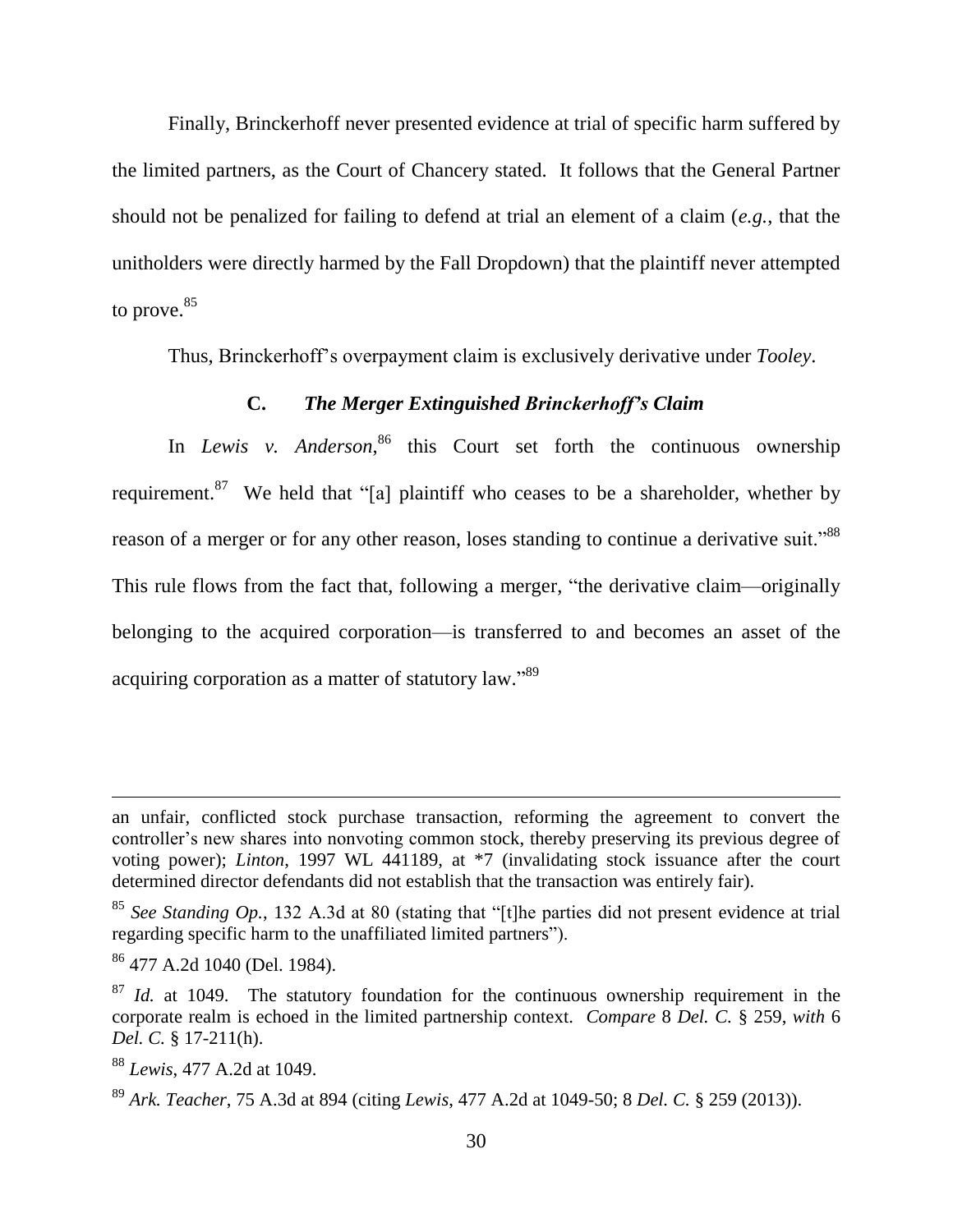Finally, Brinckerhoff never presented evidence at trial of specific harm suffered by the limited partners, as the Court of Chancery stated. It follows that the General Partner should not be penalized for failing to defend at trial an element of a claim (*e.g.*, that the unitholders were directly harmed by the Fall Dropdown) that the plaintiff never attempted to prove.[85]

Thus, Brinckerhoff's overpayment claim is exclusively derivative under *Tooley*.

### C. *The Merger Extinguished Brinckerhoff's Claim*

In *Lewis v. Anderson*,[86] this Court set forth the continuous ownership requirement.[87] We held that "[a] plaintiff who ceases to be a shareholder, whether by reason of a merger or for any other reason, loses standing to continue a derivative suit."[88] This rule flows from the fact that, following a merger, "the derivative claim—originally belonging to the acquired corporation—is transferred to and becomes an asset of the acquiring corporation as a matter of statutory law."[89]

---

an unfair, conflicted stock purchase transaction, reforming the agreement to convert the controller's new shares into nonvoting common stock, thereby preserving its previous degree of voting power); *Linton*, 1997 WL 441189, at *7 (invalidating stock issuance after the court determined director defendants did not establish that the transaction was entirely fair).

[85] *See Standing Op.*, 132 A.3d at 80 (stating that "[t]he parties did not present evidence at trial regarding specific harm to the unaffiliated limited partners").

[86] 477 A.2d 1040 (Del. 1984).

[87] *Id.* at 1049. The statutory foundation for the continuous ownership requirement in the corporate realm is echoed in the limited partnership context. *Compare* 8 *Del. C.* § 259, *with* 6 *Del. C.* § 17-211(h).

[88] *Lewis*, 477 A.2d at 1049.

[89] *Ark. Teacher*, 75 A.3d at 894 (citing *Lewis*, 477 A.2d at 1049-50; 8 *Del. C.* § 259 (2013)).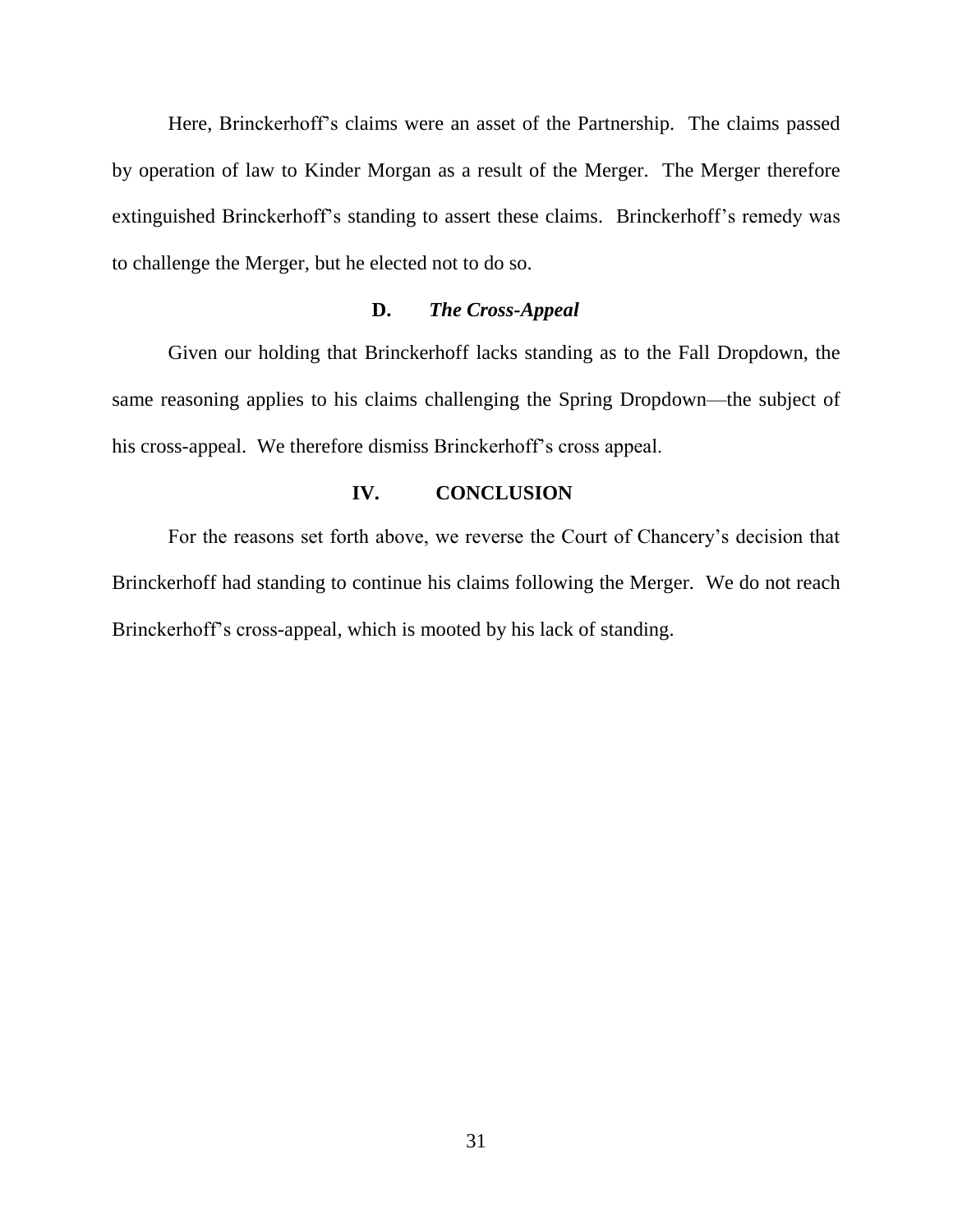Here, Brinckerhoff's claims were an asset of the Partnership. The claims passed by operation of law to Kinder Morgan as a result of the Merger. The Merger therefore extinguished Brinckerhoff's standing to assert these claims. Brinckerhoff's remedy was to challenge the Merger, but he elected not to do so.

### D. *The Cross-Appeal*

Given our holding that Brinckerhoff lacks standing as to the Fall Dropdown, the same reasoning applies to his claims challenging the Spring Dropdown—the subject of his cross-appeal. We therefore dismiss Brinckerhoff's cross appeal.

## IV. CONCLUSION

For the reasons set forth above, we reverse the Court of Chancery's decision that Brinckerhoff had standing to continue his claims following the Merger. We do not reach Brinckerhoff's cross-appeal, which is mooted by his lack of standing.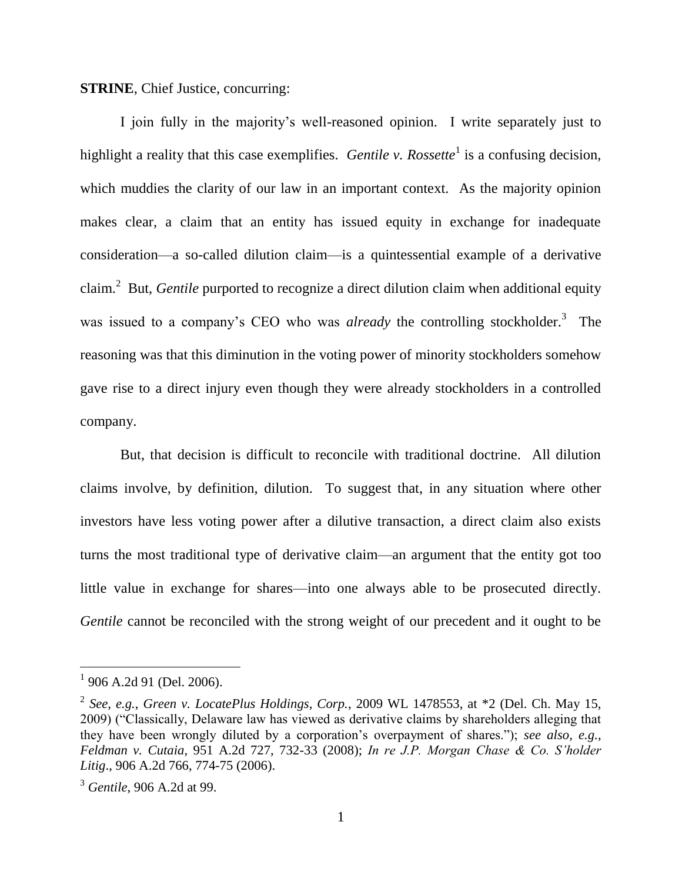**STRINE**, Chief Justice, concurring:

I join fully in the majority's well-reasoned opinion. I write separately just to highlight a reality that this case exemplifies. *Gentile v. Rossette*[1] is a confusing decision, which muddies the clarity of our law in an important context. As the majority opinion makes clear, a claim that an entity has issued equity in exchange for inadequate consideration—a so-called dilution claim—is a quintessential example of a derivative claim.[2] But, *Gentile* purported to recognize a direct dilution claim when additional equity was issued to a company's CEO who was *already* the controlling stockholder.[3] The reasoning was that this diminution in the voting power of minority stockholders somehow gave rise to a direct injury even though they were already stockholders in a controlled company.

But, that decision is difficult to reconcile with traditional doctrine. All dilution claims involve, by definition, dilution. To suggest that, in any situation where other investors have less voting power after a dilutive transaction, a direct claim also exists turns the most traditional type of derivative claim—an argument that the entity got too little value in exchange for shares—into one always able to be prosecuted directly. *Gentile* cannot be reconciled with the strong weight of our precedent and it ought to be

---

[1] 906 A.2d 91 (Del. 2006).

[2] *See, e.g.*, *Green v. LocatePlus Holdings, Corp.*, 2009 WL 1478553, at *2 (Del. Ch. May 15, 2009) ("Classically, Delaware law has viewed as derivative claims by shareholders alleging that they have been wrongly diluted by a corporation's overpayment of shares."); *see also, e.g.*, *Feldman v. Cutaia*, 951 A.2d 727, 732-33 (2008); *In re J.P. Morgan Chase & Co. S'holder Litig*., 906 A.2d 766, 774-75 (2006).

[3] *Gentile*, 906 A.2d at 99.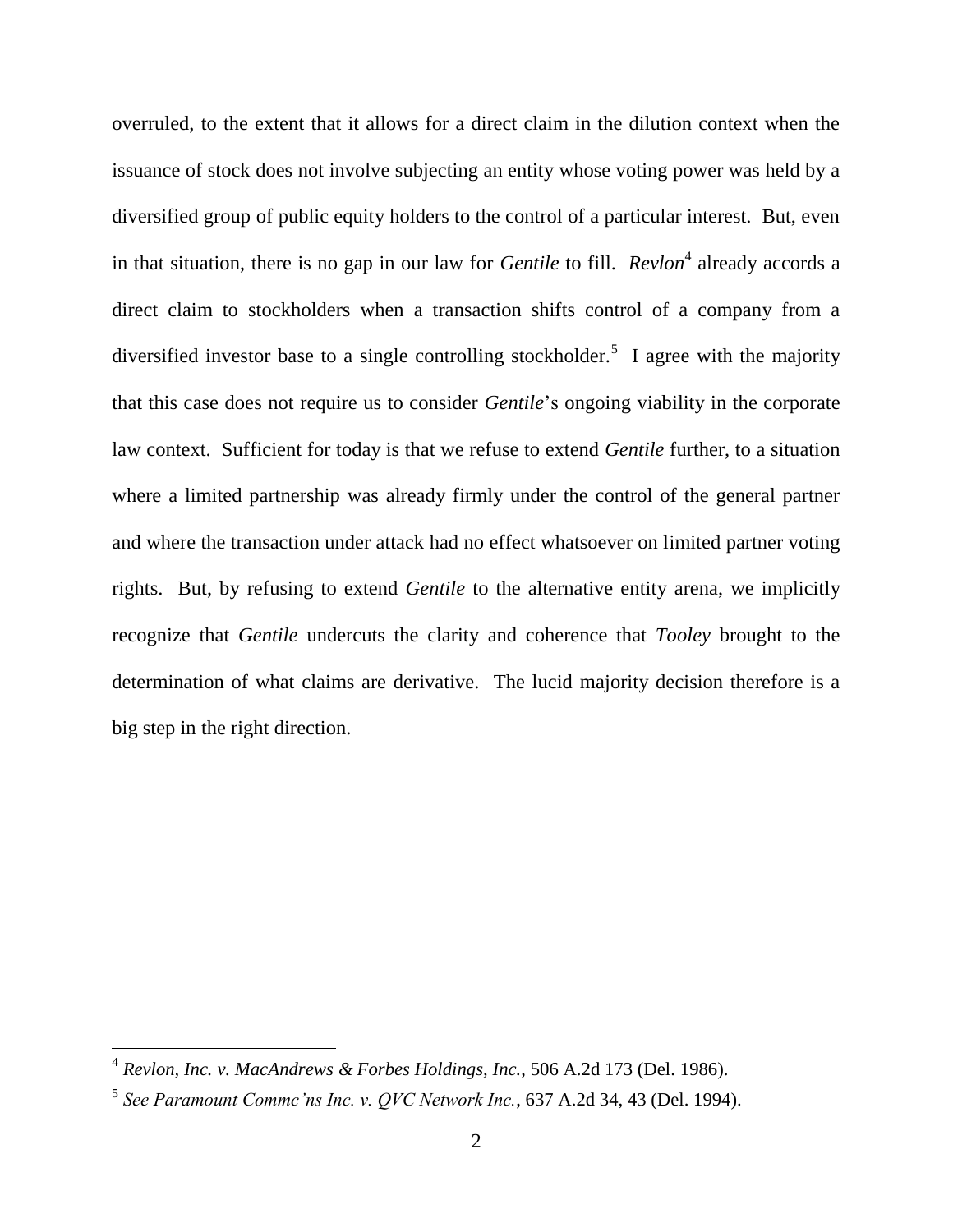overruled, to the extent that it allows for a direct claim in the dilution context when the issuance of stock does not involve subjecting an entity whose voting power was held by a diversified group of public equity holders to the control of a particular interest. But, even in that situation, there is no gap in our law for *Gentile* to fill. *Revlon*[4] already accords a direct claim to stockholders when a transaction shifts control of a company from a diversified investor base to a single controlling stockholder.[5] I agree with the majority that this case does not require us to consider *Gentile*'s ongoing viability in the corporate law context. Sufficient for today is that we refuse to extend *Gentile* further, to a situation where a limited partnership was already firmly under the control of the general partner and where the transaction under attack had no effect whatsoever on limited partner voting rights. But, by refusing to extend *Gentile* to the alternative entity arena, we implicitly recognize that *Gentile* undercuts the clarity and coherence that *Tooley* brought to the determination of what claims are derivative. The lucid majority decision therefore is a big step in the right direction.

---

[4] *Revlon, Inc. v. MacAndrews & Forbes Holdings, Inc.*, 506 A.2d 173 (Del. 1986).

[5] *See Paramount Commc'ns Inc. v. QVC Network Inc.*, 637 A.2d 34, 43 (Del. 1994).